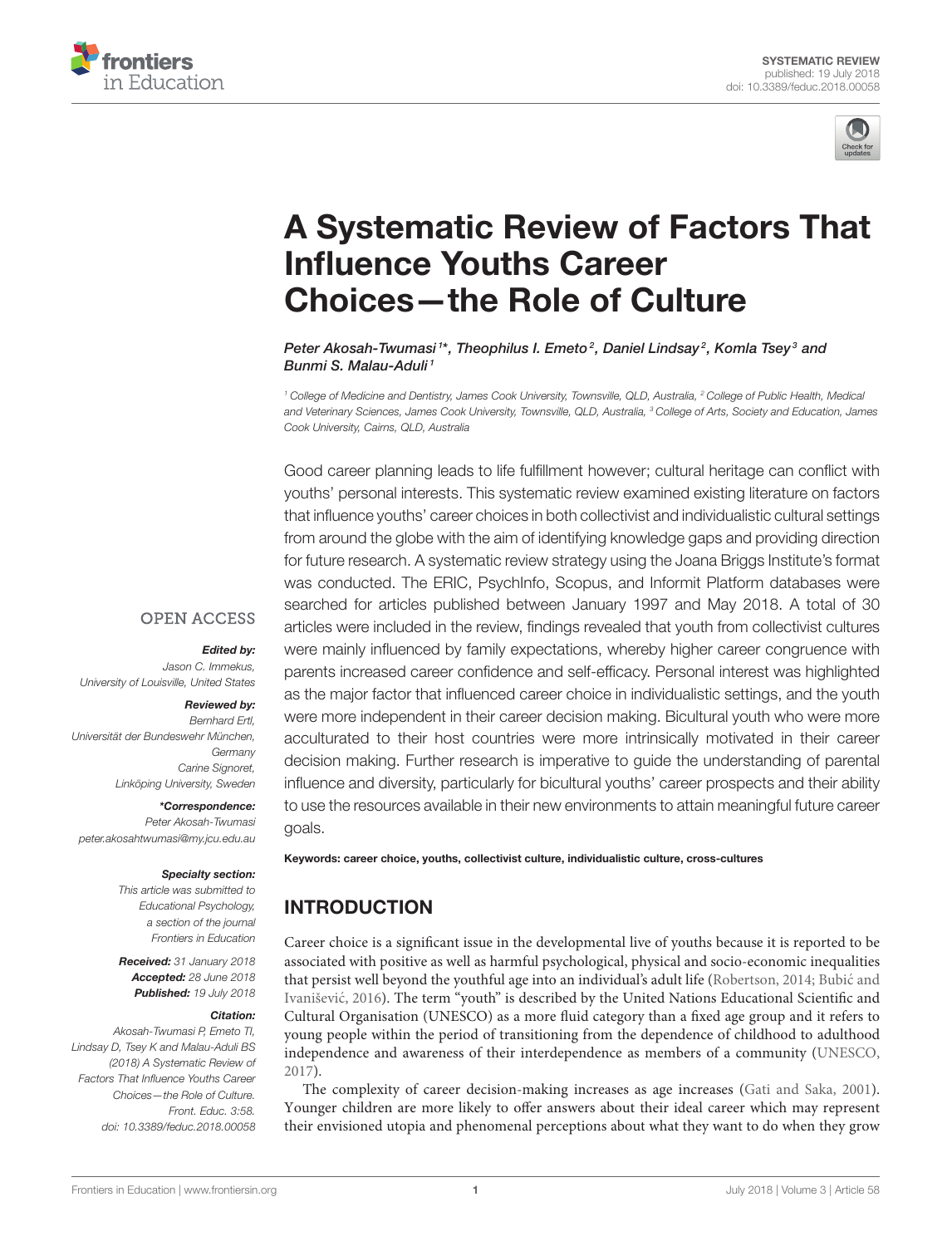SYSTEMATIC REVIEW
published: 19 July 2018
doi: 10.3389/feduc.2018.00058

# A Systematic Review of Factors That Influence Youths Career Choices—the Role of Culture

*Peter Akosah-Twumasi[1]\*, Theophilus I. Emeto[2], Daniel Lindsay[2], Komla Tsey[3] and Bunmi S. Malau-Aduli[1]*

[1] College of Medicine and Dentistry, James Cook University, Townsville, QLD, Australia, [2] College of Public Health, Medical and Veterinary Sciences, James Cook University, Townsville, QLD, Australia, [3] College of Arts, Society and Education, James Cook University, Cairns, QLD, Australia

Good career planning leads to life fulfillment however; cultural heritage can conflict with youths' personal interests. This systematic review examined existing literature on factors that influence youths' career choices in both collectivist and individualistic cultural settings from around the globe with the aim of identifying knowledge gaps and providing direction for future research. A systematic review strategy using the Joana Briggs Institute's format was conducted. The ERIC, PsychInfo, Scopus, and Informit Platform databases were searched for articles published between January 1997 and May 2018. A total of 30 articles were included in the review, findings revealed that youth from collectivist cultures were mainly influenced by family expectations, whereby higher career congruence with parents increased career confidence and self-efficacy. Personal interest was highlighted as the major factor that influenced career choice in individualistic settings, and the youth were more independent in their career decision making. Bicultural youth who were more acculturated to their host countries were more intrinsically motivated in their career decision making. Further research is imperative to guide the understanding of parental influence and diversity, particularly for bicultural youths' career prospects and their ability to use the resources available in their new environments to attain meaningful future career goals.

**Keywords: career choice, youths, collectivist culture, individualistic culture, cross-cultures**

OPEN ACCESS

***Edited by:***
*Jason C. Immekus,*
*University of Louisville, United States*

***Reviewed by:***
*Bernhard Ertl,*
*Universität der Bundeswehr München, Germany*
*Carine Signoret,*
*Linköping University, Sweden*

***\*Correspondence:***
*Peter Akosah-Twumasi*
*peter.akosahtwumasi@my.jcu.edu.au*

***Specialty section:***
*This article was submitted to Educational Psychology, a section of the journal Frontiers in Education*

***Received:*** *31 January 2018*
***Accepted:*** *28 June 2018*
***Published:*** *19 July 2018*

***Citation:***
*Akosah-Twumasi P, Emeto TI, Lindsay D, Tsey K and Malau-Aduli BS (2018) A Systematic Review of Factors That Influence Youths Career Choices—the Role of Culture. Front. Educ. 3:58. doi: 10.3389/feduc.2018.00058*

## INTRODUCTION

Career choice is a significant issue in the developmental live of youths because it is reported to be associated with positive as well as harmful psychological, physical and socio-economic inequalities that persist well beyond the youthful age into an individual's adult life (Robertson, 2014; Bubić and Ivanišević, 2016). The term "youth" is described by the United Nations Educational Scientific and Cultural Organisation (UNESCO) as a more fluid category than a fixed age group and it refers to young people within the period of transitioning from the dependence of childhood to adulthood independence and awareness of their interdependence as members of a community (UNESCO, 2017).

The complexity of career decision-making increases as age increases (Gati and Saka, 2001). Younger children are more likely to offer answers about their ideal career which may represent their envisioned utopia and phenomenal perceptions about what they want to do when they grow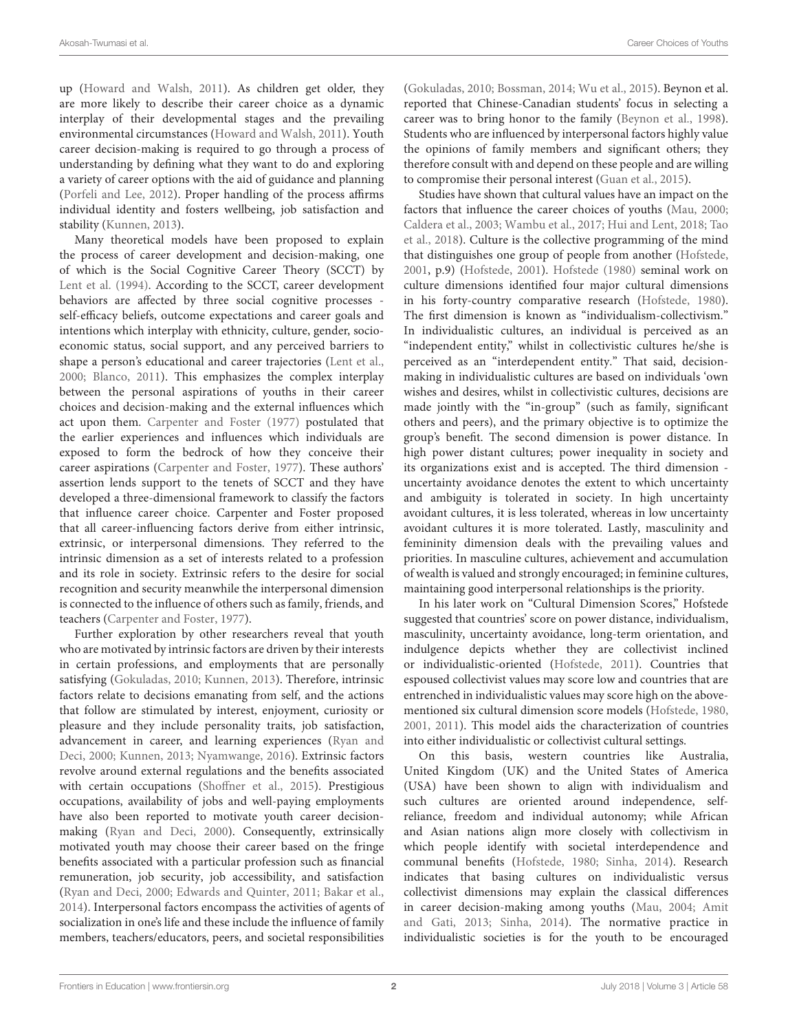up (Howard and Walsh, 2011). As children get older, they are more likely to describe their career choice as a dynamic interplay of their developmental stages and the prevailing environmental circumstances (Howard and Walsh, 2011). Youth career decision-making is required to go through a process of understanding by defining what they want to do and exploring a variety of career options with the aid of guidance and planning (Porfeli and Lee, 2012). Proper handling of the process affirms individual identity and fosters wellbeing, job satisfaction and stability (Kunnen, 2013).

Many theoretical models have been proposed to explain the process of career development and decision-making, one of which is the Social Cognitive Career Theory (SCCT) by Lent et al. (1994). According to the SCCT, career development behaviors are affected by three social cognitive processes - self-efficacy beliefs, outcome expectations and career goals and intentions which interplay with ethnicity, culture, gender, socio-economic status, social support, and any perceived barriers to shape a person's educational and career trajectories (Lent et al., 2000; Blanco, 2011). This emphasizes the complex interplay between the personal aspirations of youths in their career choices and decision-making and the external influences which act upon them. Carpenter and Foster (1977) postulated that the earlier experiences and influences which individuals are exposed to form the bedrock of how they conceive their career aspirations (Carpenter and Foster, 1977). These authors' assertion lends support to the tenets of SCCT and they have developed a three-dimensional framework to classify the factors that influence career choice. Carpenter and Foster proposed that all career-influencing factors derive from either intrinsic, extrinsic, or interpersonal dimensions. They referred to the intrinsic dimension as a set of interests related to a profession and its role in society. Extrinsic refers to the desire for social recognition and security meanwhile the interpersonal dimension is connected to the influence of others such as family, friends, and teachers (Carpenter and Foster, 1977).

Further exploration by other researchers reveal that youth who are motivated by intrinsic factors are driven by their interests in certain professions, and employments that are personally satisfying (Gokuladas, 2010; Kunnen, 2013). Therefore, intrinsic factors relate to decisions emanating from self, and the actions that follow are stimulated by interest, enjoyment, curiosity or pleasure and they include personality traits, job satisfaction, advancement in career, and learning experiences (Ryan and Deci, 2000; Kunnen, 2013; Nyamwange, 2016). Extrinsic factors revolve around external regulations and the benefits associated with certain occupations (Shoffner et al., 2015). Prestigious occupations, availability of jobs and well-paying employments have also been reported to motivate youth career decision-making (Ryan and Deci, 2000). Consequently, extrinsically motivated youth may choose their career based on the fringe benefits associated with a particular profession such as financial remuneration, job security, job accessibility, and satisfaction (Ryan and Deci, 2000; Edwards and Quinter, 2011; Bakar et al., 2014). Interpersonal factors encompass the activities of agents of socialization in one's life and these include the influence of family members, teachers/educators, peers, and societal responsibilities (Gokuladas, 2010; Bossman, 2014; Wu et al., 2015). Beynon et al. reported that Chinese-Canadian students' focus in selecting a career was to bring honor to the family (Beynon et al., 1998). Students who are influenced by interpersonal factors highly value the opinions of family members and significant others; they therefore consult with and depend on these people and are willing to compromise their personal interest (Guan et al., 2015).

Studies have shown that cultural values have an impact on the factors that influence the career choices of youths (Mau, 2000; Caldera et al., 2003; Wambu et al., 2017; Hui and Lent, 2018; Tao et al., 2018). Culture is the collective programming of the mind that distinguishes one group of people from another (Hofstede, 2001, p.9) (Hofstede, 2001). Hofstede (1980) seminal work on culture dimensions identified four major cultural dimensions in his forty-country comparative research (Hofstede, 1980). The first dimension is known as "individualism-collectivism." In individualistic cultures, an individual is perceived as an "independent entity," whilst in collectivistic cultures he/she is perceived as an "interdependent entity." That said, decision-making in individualistic cultures are based on individuals 'own wishes and desires, whilst in collectivistic cultures, decisions are made jointly with the "in-group" (such as family, significant others and peers), and the primary objective is to optimize the group's benefit. The second dimension is power distance. In high power distant cultures; power inequality in society and its organizations exist and is accepted. The third dimension - uncertainty avoidance denotes the extent to which uncertainty and ambiguity is tolerated in society. In high uncertainty avoidant cultures, it is less tolerated, whereas in low uncertainty avoidant cultures it is more tolerated. Lastly, masculinity and femininity dimension deals with the prevailing values and priorities. In masculine cultures, achievement and accumulation of wealth is valued and strongly encouraged; in feminine cultures, maintaining good interpersonal relationships is the priority.

In his later work on "Cultural Dimension Scores," Hofstede suggested that countries' score on power distance, individualism, masculinity, uncertainty avoidance, long-term orientation, and indulgence depicts whether they are collectivist inclined or individualistic-oriented (Hofstede, 2011). Countries that espoused collectivist values may score low and countries that are entrenched in individualistic values may score high on the above-mentioned six cultural dimension score models (Hofstede, 1980, 2001, 2011). This model aids the characterization of countries into either individualistic or collectivist cultural settings.

On this basis, western countries like Australia, United Kingdom (UK) and the United States of America (USA) have been shown to align with individualism and such cultures are oriented around independence, self-reliance, freedom and individual autonomy; while African and Asian nations align more closely with collectivism in which people identify with societal interdependence and communal benefits (Hofstede, 1980; Sinha, 2014). Research indicates that basing cultures on individualistic versus collectivist dimensions may explain the classical differences in career decision-making among youths (Mau, 2004; Amit and Gati, 2013; Sinha, 2014). The normative practice in individualistic societies is for the youth to be encouraged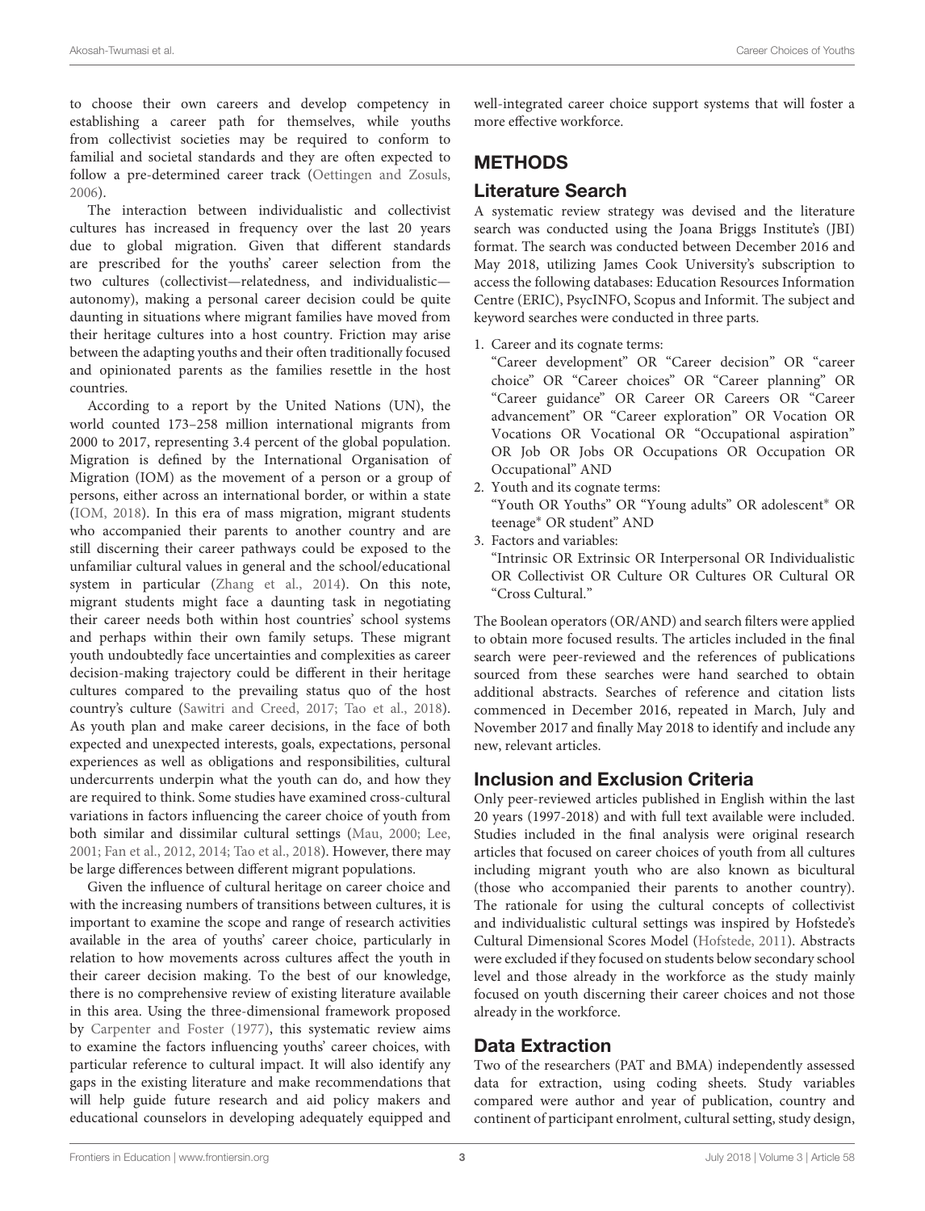to choose their own careers and develop competency in establishing a career path for themselves, while youths from collectivist societies may be required to conform to familial and societal standards and they are often expected to follow a pre-determined career track (Oettingen and Zosuls, 2006).

The interaction between individualistic and collectivist cultures has increased in frequency over the last 20 years due to global migration. Given that different standards are prescribed for the youths' career selection from the two cultures (collectivist—relatedness, and individualistic—autonomy), making a personal career decision could be quite daunting in situations where migrant families have moved from their heritage cultures into a host country. Friction may arise between the adapting youths and their often traditionally focused and opinionated parents as the families resettle in the host countries.

According to a report by the United Nations (UN), the world counted 173–258 million international migrants from 2000 to 2017, representing 3.4 percent of the global population. Migration is defined by the International Organisation of Migration (IOM) as the movement of a person or a group of persons, either across an international border, or within a state (IOM, 2018). In this era of mass migration, migrant students who accompanied their parents to another country and are still discerning their career pathways could be exposed to the unfamiliar cultural values in general and the school/educational system in particular (Zhang et al., 2014). On this note, migrant students might face a daunting task in negotiating their career needs both within host countries' school systems and perhaps within their own family setups. These migrant youth undoubtedly face uncertainties and complexities as career decision-making trajectory could be different in their heritage cultures compared to the prevailing status quo of the host country's culture (Sawitri and Creed, 2017; Tao et al., 2018). As youth plan and make career decisions, in the face of both expected and unexpected interests, goals, expectations, personal experiences as well as obligations and responsibilities, cultural undercurrents underpin what the youth can do, and how they are required to think. Some studies have examined cross-cultural variations in factors influencing the career choice of youth from both similar and dissimilar cultural settings (Mau, 2000; Lee, 2001; Fan et al., 2012, 2014; Tao et al., 2018). However, there may be large differences between different migrant populations.

Given the influence of cultural heritage on career choice and with the increasing numbers of transitions between cultures, it is important to examine the scope and range of research activities available in the area of youths' career choice, particularly in relation to how movements across cultures affect the youth in their career decision making. To the best of our knowledge, there is no comprehensive review of existing literature available in this area. Using the three-dimensional framework proposed by Carpenter and Foster (1977), this systematic review aims to examine the factors influencing youths' career choices, with particular reference to cultural impact. It will also identify any gaps in the existing literature and make recommendations that will help guide future research and aid policy makers and educational counselors in developing adequately equipped and well-integrated career choice support systems that will foster a more effective workforce.

# METHODS

## Literature Search

A systematic review strategy was devised and the literature search was conducted using the Joana Briggs Institute's (JBI) format. The search was conducted between December 2016 and May 2018, utilizing James Cook University's subscription to access the following databases: Education Resources Information Centre (ERIC), PsycINFO, Scopus and Informit. The subject and keyword searches were conducted in three parts.

1. Career and its cognate terms:
   "Career development" OR "Career decision" OR "career choice" OR "Career choices" OR "Career planning" OR "Career guidance" OR Career OR Careers OR "Career advancement" OR "Career exploration" OR Vocation OR Vocations OR Vocational OR "Occupational aspiration" OR Job OR Jobs OR Occupations OR Occupation OR Occupational" AND
2. Youth and its cognate terms:
   "Youth OR Youths" OR "Young adults" OR adolescent* OR teenage* OR student" AND
3. Factors and variables:
   "Intrinsic OR Extrinsic OR Interpersonal OR Individualistic OR Collectivist OR Culture OR Cultures OR Cultural OR "Cross Cultural."

The Boolean operators (OR/AND) and search filters were applied to obtain more focused results. The articles included in the final search were peer-reviewed and the references of publications sourced from these searches were hand searched to obtain additional abstracts. Searches of reference and citation lists commenced in December 2016, repeated in March, July and November 2017 and finally May 2018 to identify and include any new, relevant articles.

## Inclusion and Exclusion Criteria

Only peer-reviewed articles published in English within the last 20 years (1997-2018) and with full text available were included. Studies included in the final analysis were original research articles that focused on career choices of youth from all cultures including migrant youth who are also known as bicultural (those who accompanied their parents to another country). The rationale for using the cultural concepts of collectivist and individualistic cultural settings was inspired by Hofstede's Cultural Dimensional Scores Model (Hofstede, 2011). Abstracts were excluded if they focused on students below secondary school level and those already in the workforce as the study mainly focused on youth discerning their career choices and not those already in the workforce.

## Data Extraction

Two of the researchers (PAT and BMA) independently assessed data for extraction, using coding sheets. Study variables compared were author and year of publication, country and continent of participant enrolment, cultural setting, study design,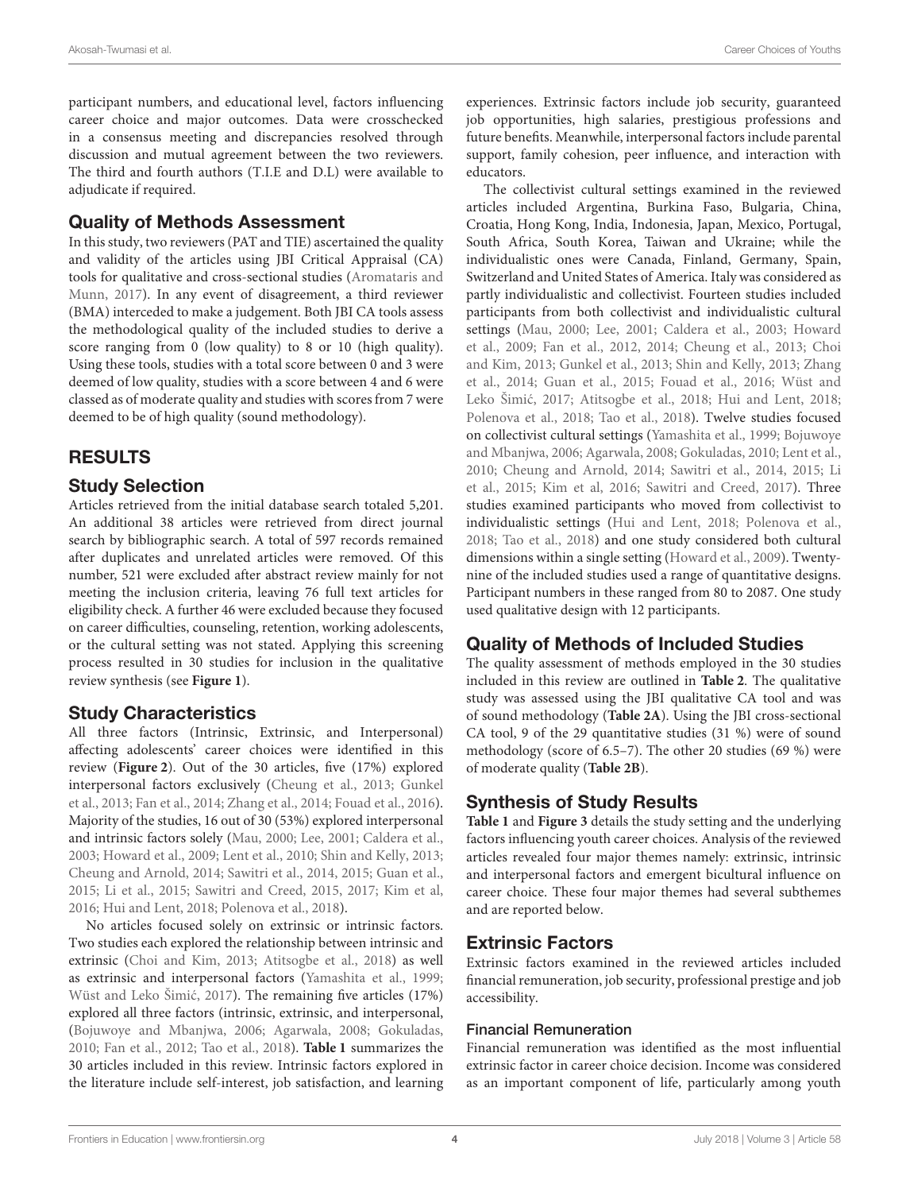participant numbers, and educational level, factors influencing career choice and major outcomes. Data were crosschecked in a consensus meeting and discrepancies resolved through discussion and mutual agreement between the two reviewers. The third and fourth authors (T.I.E and D.L) were available to adjudicate if required.

## Quality of Methods Assessment

In this study, two reviewers (PAT and TIE) ascertained the quality and validity of the articles using JBI Critical Appraisal (CA) tools for qualitative and cross-sectional studies (Aromataris and Munn, 2017). In any event of disagreement, a third reviewer (BMA) interceded to make a judgement. Both JBI CA tools assess the methodological quality of the included studies to derive a score ranging from 0 (low quality) to 8 or 10 (high quality). Using these tools, studies with a total score between 0 and 3 were deemed of low quality, studies with a score between 4 and 6 were classed as of moderate quality and studies with scores from 7 were deemed to be of high quality (sound methodology).

# RESULTS

## Study Selection

Articles retrieved from the initial database search totaled 5,201. An additional 38 articles were retrieved from direct journal search by bibliographic search. A total of 597 records remained after duplicates and unrelated articles were removed. Of this number, 521 were excluded after abstract review mainly for not meeting the inclusion criteria, leaving 76 full text articles for eligibility check. A further 46 were excluded because they focused on career difficulties, counseling, retention, working adolescents, or the cultural setting was not stated. Applying this screening process resulted in 30 studies for inclusion in the qualitative review synthesis (see **Figure 1**).

## Study Characteristics

All three factors (Intrinsic, Extrinsic, and Interpersonal) affecting adolescents' career choices were identified in this review (**Figure 2**). Out of the 30 articles, five (17%) explored interpersonal factors exclusively (Cheung et al., 2013; Gunkel et al., 2013; Fan et al., 2014; Zhang et al., 2014; Fouad et al., 2016). Majority of the studies, 16 out of 30 (53%) explored interpersonal and intrinsic factors solely (Mau, 2000; Lee, 2001; Caldera et al., 2003; Howard et al., 2009; Lent et al., 2010; Shin and Kelly, 2013; Cheung and Arnold, 2014; Sawitri et al., 2014, 2015; Guan et al., 2015; Li et al., 2015; Sawitri and Creed, 2015, 2017; Kim et al, 2016; Hui and Lent, 2018; Polenova et al., 2018).

No articles focused solely on extrinsic or intrinsic factors. Two studies each explored the relationship between intrinsic and extrinsic (Choi and Kim, 2013; Atitsogbe et al., 2018) as well as extrinsic and interpersonal factors (Yamashita et al., 1999; Wüst and Leko Šimić, 2017). The remaining five articles (17%) explored all three factors (intrinsic, extrinsic, and interpersonal, (Bojuwoye and Mbanjwa, 2006; Agarwala, 2008; Gokuladas, 2010; Fan et al., 2012; Tao et al., 2018). **Table 1** summarizes the 30 articles included in this review. Intrinsic factors explored in the literature include self-interest, job satisfaction, and learning experiences. Extrinsic factors include job security, guaranteed job opportunities, high salaries, prestigious professions and future benefits. Meanwhile, interpersonal factors include parental support, family cohesion, peer influence, and interaction with educators.

The collectivist cultural settings examined in the reviewed articles included Argentina, Burkina Faso, Bulgaria, China, Croatia, Hong Kong, India, Indonesia, Japan, Mexico, Portugal, South Africa, South Korea, Taiwan and Ukraine; while the individualistic ones were Canada, Finland, Germany, Spain, Switzerland and United States of America. Italy was considered as partly individualistic and collectivist. Fourteen studies included participants from both collectivist and individualistic cultural settings (Mau, 2000; Lee, 2001; Caldera et al., 2003; Howard et al., 2009; Fan et al., 2012, 2014; Cheung et al., 2013; Choi and Kim, 2013; Gunkel et al., 2013; Shin and Kelly, 2013; Zhang et al., 2014; Guan et al., 2015; Fouad et al., 2016; Wüst and Leko Šimić, 2017; Atitsogbe et al., 2018; Hui and Lent, 2018; Polenova et al., 2018; Tao et al., 2018). Twelve studies focused on collectivist cultural settings (Yamashita et al., 1999; Bojuwoye and Mbanjwa, 2006; Agarwala, 2008; Gokuladas, 2010; Lent et al., 2010; Cheung and Arnold, 2014; Sawitri et al., 2014, 2015; Li et al., 2015; Kim et al, 2016; Sawitri and Creed, 2017). Three studies examined participants who moved from collectivist to individualistic settings (Hui and Lent, 2018; Polenova et al., 2018; Tao et al., 2018) and one study considered both cultural dimensions within a single setting (Howard et al., 2009). Twenty-nine of the included studies used a range of quantitative designs. Participant numbers in these ranged from 80 to 2087. One study used qualitative design with 12 participants.

## Quality of Methods of Included Studies

The quality assessment of methods employed in the 30 studies included in this review are outlined in **Table 2**. The qualitative study was assessed using the JBI qualitative CA tool and was of sound methodology (**Table 2A**). Using the JBI cross-sectional CA tool, 9 of the 29 quantitative studies (31 %) were of sound methodology (score of 6.5–7). The other 20 studies (69 %) were of moderate quality (**Table 2B**).

## Synthesis of Study Results

**Table 1** and **Figure 3** details the study setting and the underlying factors influencing youth career choices. Analysis of the reviewed articles revealed four major themes namely: extrinsic, intrinsic and interpersonal factors and emergent bicultural influence on career choice. These four major themes had several subthemes and are reported below.

## Extrinsic Factors

Extrinsic factors examined in the reviewed articles included financial remuneration, job security, professional prestige and job accessibility.

### Financial Remuneration

Financial remuneration was identified as the most influential extrinsic factor in career choice decision. Income was considered as an important component of life, particularly among youth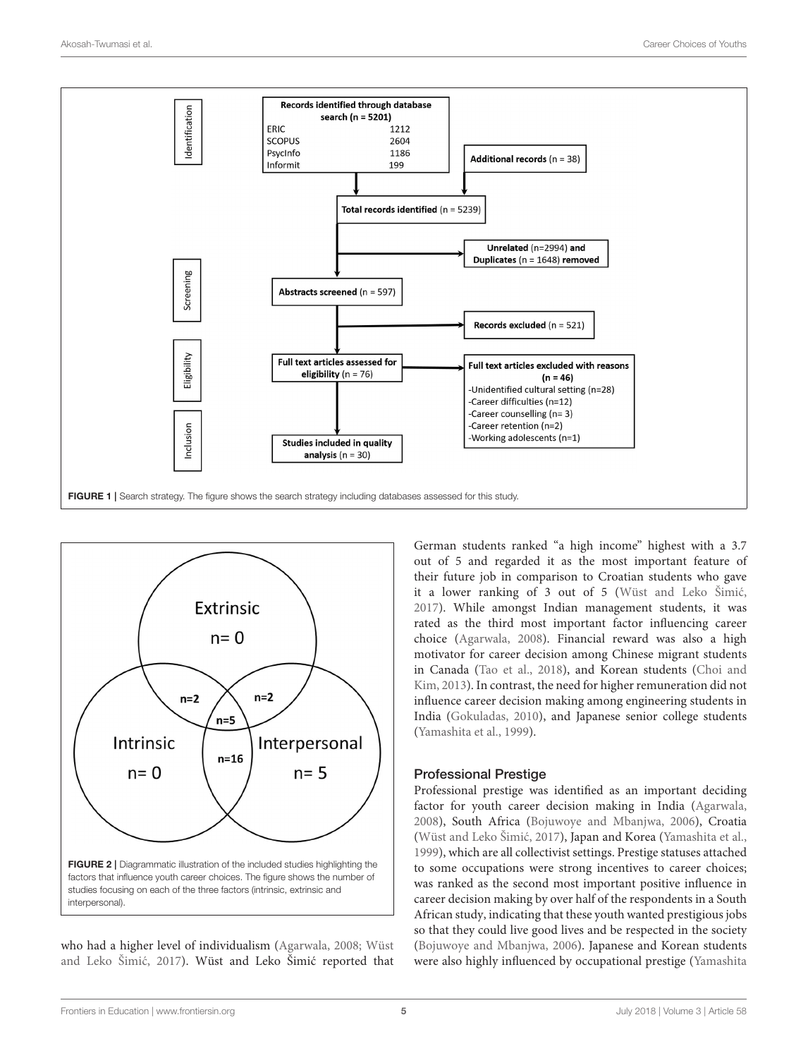Records identified through database search (n = 5201)

| Database | Records |
|---|---|
| ERIC | 1212 |
| SCOPUS | 2604 |
| PsycInfo | 1186 |
| Informit | 199 |

Additional records (n = 38)

Total records identified (n = 5239)

Unrelated (n=2994) and Duplicates (n = 1648) removed

Abstracts screened (n = 597)

Records excluded (n = 521)

Full text articles assessed for eligibility (n = 76)

Full text articles excluded with reasons (n = 46)

- Unidentified cultural setting (n=28)
- Career difficulties (n=12)
- Career counselling (n= 3)
- Career retention (n=2)
- Working adolescents (n=1)

Studies included in quality analysis (n = 30)

Identification · Screening · Eligibility · Inclusion

**FIGURE 1** | Search strategy. The figure shows the search strategy including databases assessed for this study.

Extrinsic n= 0; Intrinsic n= 0; Interpersonal n= 5; Extrinsic ∩ Intrinsic n=2; Extrinsic ∩ Interpersonal n=2; Intrinsic ∩ Interpersonal n=16; Extrinsic ∩ Intrinsic ∩ Interpersonal n=5

**FIGURE 2** | Diagrammatic illustration of the included studies highlighting the factors that influence youth career choices. The figure shows the number of studies focusing on each of the three factors (intrinsic, extrinsic and interpersonal).

who had a higher level of individualism (Agarwala, 2008; Wüst and Leko Šimić, 2017). Wüst and Leko Šimić reported that German students ranked "a high income" highest with a 3.7 out of 5 and regarded it as the most important feature of their future job in comparison to Croatian students who gave it a lower ranking of 3 out of 5 (Wüst and Leko Šimić, 2017). While amongst Indian management students, it was rated as the third most important factor influencing career choice (Agarwala, 2008). Financial reward was also a high motivator for career decision among Chinese migrant students in Canada (Tao et al., 2018), and Korean students (Choi and Kim, 2013). In contrast, the need for higher remuneration did not influence career decision making among engineering students in India (Gokuladas, 2010), and Japanese senior college students (Yamashita et al., 1999).

### Professional Prestige

Professional prestige was identified as an important deciding factor for youth career decision making in India (Agarwala, 2008), South Africa (Bojuwoye and Mbanjwa, 2006), Croatia (Wüst and Leko Šimić, 2017), Japan and Korea (Yamashita et al., 1999), which are all collectivist settings. Prestige statuses attached to some occupations were strong incentives to career choices; was ranked as the second most important positive influence in career decision making by over half of the respondents in a South African study, indicating that these youth wanted prestigious jobs so that they could live good lives and be respected in the society (Bojuwoye and Mbanjwa, 2006). Japanese and Korean students were also highly influenced by occupational prestige (Yamashita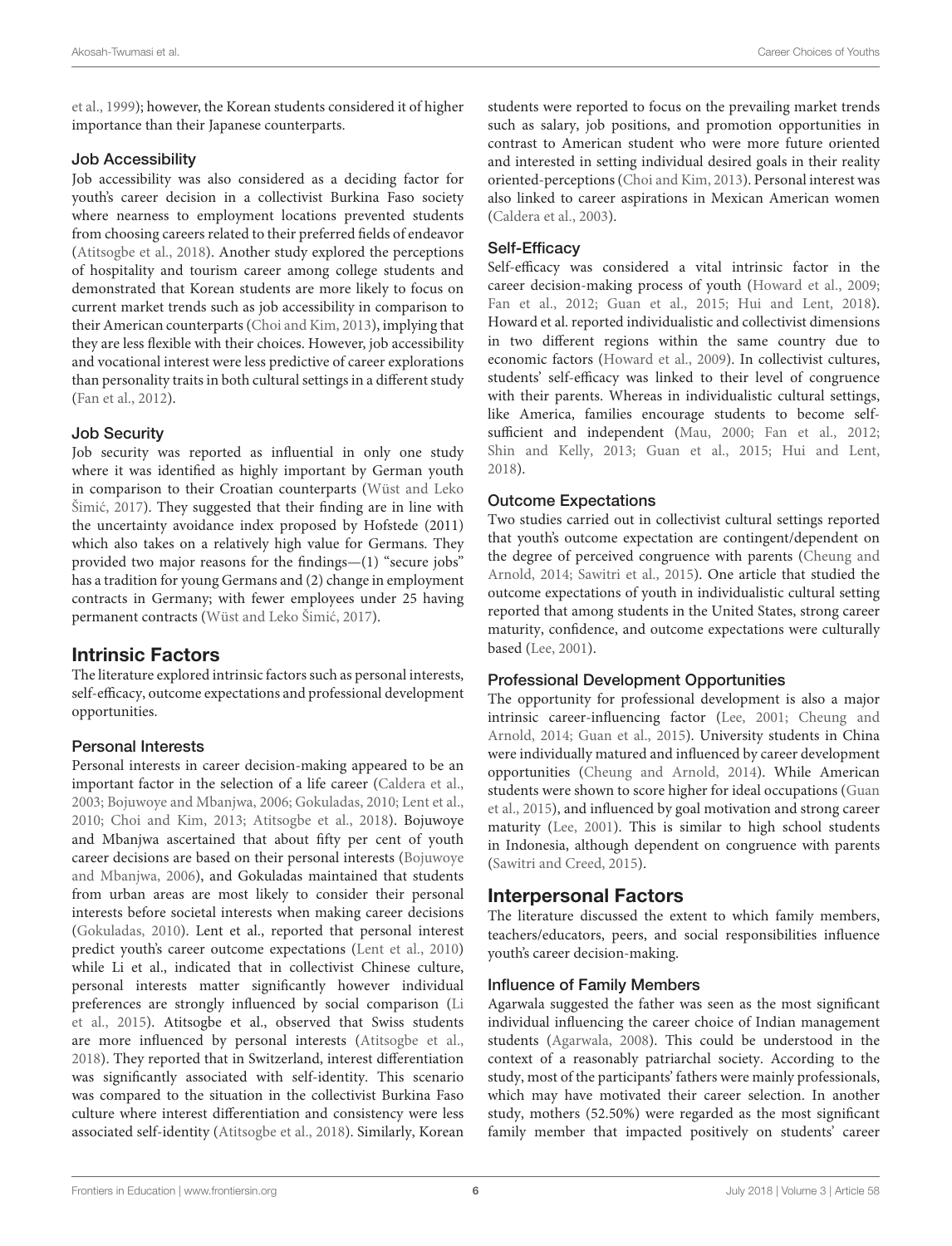et al., 1999); however, the Korean students considered it of higher importance than their Japanese counterparts.

### Job Accessibility

Job accessibility was also considered as a deciding factor for youth's career decision in a collectivist Burkina Faso society where nearness to employment locations prevented students from choosing careers related to their preferred fields of endeavor (Atitsogbe et al., 2018). Another study explored the perceptions of hospitality and tourism career among college students and demonstrated that Korean students are more likely to focus on current market trends such as job accessibility in comparison to their American counterparts (Choi and Kim, 2013), implying that they are less flexible with their choices. However, job accessibility and vocational interest were less predictive of career explorations than personality traits in both cultural settings in a different study (Fan et al., 2012).

### Job Security

Job security was reported as influential in only one study where it was identified as highly important by German youth in comparison to their Croatian counterparts (Wüst and Leko Šimić, 2017). They suggested that their finding are in line with the uncertainty avoidance index proposed by Hofstede (2011) which also takes on a relatively high value for Germans. They provided two major reasons for the findings—(1) "secure jobs" has a tradition for young Germans and (2) change in employment contracts in Germany; with fewer employees under 25 having permanent contracts (Wüst and Leko Šimić, 2017).

## Intrinsic Factors

The literature explored intrinsic factors such as personal interests, self-efficacy, outcome expectations and professional development opportunities.

### Personal Interests

Personal interests in career decision-making appeared to be an important factor in the selection of a life career (Caldera et al., 2003; Bojuwoye and Mbanjwa, 2006; Gokuladas, 2010; Lent et al., 2010; Choi and Kim, 2013; Atitsogbe et al., 2018). Bojuwoye and Mbanjwa ascertained that about fifty per cent of youth career decisions are based on their personal interests (Bojuwoye and Mbanjwa, 2006), and Gokuladas maintained that students from urban areas are most likely to consider their personal interests before societal interests when making career decisions (Gokuladas, 2010). Lent et al., reported that personal interest predict youth's career outcome expectations (Lent et al., 2010) while Li et al., indicated that in collectivist Chinese culture, personal interests matter significantly however individual preferences are strongly influenced by social comparison (Li et al., 2015). Atitsogbe et al., observed that Swiss students are more influenced by personal interests (Atitsogbe et al., 2018). They reported that in Switzerland, interest differentiation was significantly associated with self-identity. This scenario was compared to the situation in the collectivist Burkina Faso culture where interest differentiation and consistency were less associated self-identity (Atitsogbe et al., 2018). Similarly, Korean students were reported to focus on the prevailing market trends such as salary, job positions, and promotion opportunities in contrast to American student who were more future oriented and interested in setting individual desired goals in their reality oriented-perceptions (Choi and Kim, 2013). Personal interest was also linked to career aspirations in Mexican American women (Caldera et al., 2003).

### Self-Efficacy

Self-efficacy was considered a vital intrinsic factor in the career decision-making process of youth (Howard et al., 2009; Fan et al., 2012; Guan et al., 2015; Hui and Lent, 2018). Howard et al. reported individualistic and collectivist dimensions in two different regions within the same country due to economic factors (Howard et al., 2009). In collectivist cultures, students' self-efficacy was linked to their level of congruence with their parents. Whereas in individualistic cultural settings, like America, families encourage students to become self-sufficient and independent (Mau, 2000; Fan et al., 2012; Shin and Kelly, 2013; Guan et al., 2015; Hui and Lent, 2018).

### Outcome Expectations

Two studies carried out in collectivist cultural settings reported that youth's outcome expectation are contingent/dependent on the degree of perceived congruence with parents (Cheung and Arnold, 2014; Sawitri et al., 2015). One article that studied the outcome expectations of youth in individualistic cultural setting reported that among students in the United States, strong career maturity, confidence, and outcome expectations were culturally based (Lee, 2001).

### Professional Development Opportunities

The opportunity for professional development is also a major intrinsic career-influencing factor (Lee, 2001; Cheung and Arnold, 2014; Guan et al., 2015). University students in China were individually matured and influenced by career development opportunities (Cheung and Arnold, 2014). While American students were shown to score higher for ideal occupations (Guan et al., 2015), and influenced by goal motivation and strong career maturity (Lee, 2001). This is similar to high school students in Indonesia, although dependent on congruence with parents (Sawitri and Creed, 2015).

## Interpersonal Factors

The literature discussed the extent to which family members, teachers/educators, peers, and social responsibilities influence youth's career decision-making.

### Influence of Family Members

Agarwala suggested the father was seen as the most significant individual influencing the career choice of Indian management students (Agarwala, 2008). This could be understood in the context of a reasonably patriarchal society. According to the study, most of the participants' fathers were mainly professionals, which may have motivated their career selection. In another study, mothers (52.50%) were regarded as the most significant family member that impacted positively on students' career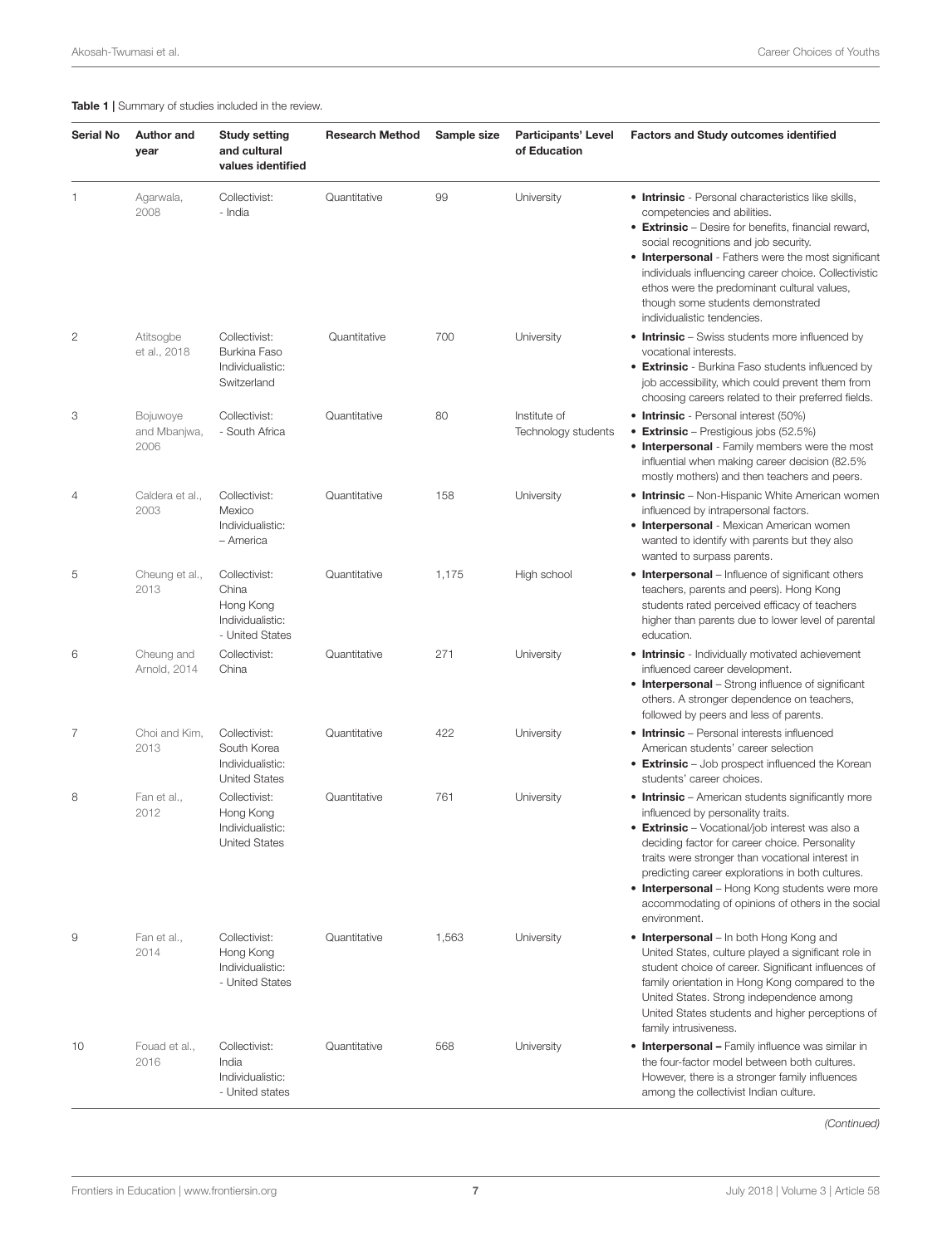**Table 1** | Summary of studies included in the review.

| Serial No | Author and year | Study setting and cultural values identified | Research Method | Sample size | Participants' Level of Education | Factors and Study outcomes identified |
|---|---|---|---|---|---|---|
| 1 | Agarwala, 2008 | Collectivist: - India | Quantitative | 99 | University | • **Intrinsic** - Personal characteristics like skills, competencies and abilities. • **Extrinsic** – Desire for benefits, financial reward, social recognitions and job security. • **Interpersonal** - Fathers were the most significant individuals influencing career choice. Collectivistic ethos were the predominant cultural values, though some students demonstrated individualistic tendencies. |
| 2 | Atitsogbe et al., 2018 | Collectivist: Burkina Faso Individualistic: Switzerland | Quantitative | 700 | University | • **Intrinsic** – Swiss students more influenced by vocational interests. • **Extrinsic** - Burkina Faso students influenced by job accessibility, which could prevent them from choosing careers related to their preferred fields. |
| 3 | Bojuwoye and Mbanjwa, 2006 | Collectivist: - South Africa | Quantitative | 80 | Institute of Technology students | • **Intrinsic** - Personal interest (50%) • **Extrinsic** – Prestigious jobs (52.5%) • **Interpersonal** - Family members were the most influential when making career decision (82.5% mostly mothers) and then teachers and peers. |
| 4 | Caldera et al., 2003 | Collectivist: Mexico Individualistic: – America | Quantitative | 158 | University | • **Intrinsic** – Non-Hispanic White American women influenced by intrapersonal factors. • **Interpersonal** - Mexican American women wanted to identify with parents but they also wanted to surpass parents. |
| 5 | Cheung et al., 2013 | Collectivist: China Hong Kong Individualistic: - United States | Quantitative | 1,175 | High school | • **Interpersonal** – Influence of significant others teachers, parents and peers). Hong Kong students rated perceived efficacy of teachers higher than parents due to lower level of parental education. |
| 6 | Cheung and Arnold, 2014 | Collectivist: China | Quantitative | 271 | University | • **Intrinsic** - Individually motivated achievement influenced career development. • **Interpersonal** – Strong influence of significant others. A stronger dependence on teachers, followed by peers and less of parents. |
| 7 | Choi and Kim, 2013 | Collectivist: South Korea Individualistic: United States | Quantitative | 422 | University | • **Intrinsic** – Personal interests influenced American students' career selection • **Extrinsic** – Job prospect influenced the Korean students' career choices. |
| 8 | Fan et al., 2012 | Collectivist: Hong Kong Individualistic: United States | Quantitative | 761 | University | • **Intrinsic** – American students significantly more influenced by personality traits. • **Extrinsic** – Vocational/job interest was also a deciding factor for career choice. Personality traits were stronger than vocational interest in predicting career explorations in both cultures. • **Interpersonal** – Hong Kong students were more accommodating of opinions of others in the social environment. |
| 9 | Fan et al., 2014 | Collectivist: Hong Kong Individualistic: - United States | Quantitative | 1,563 | University | • **Interpersonal** – In both Hong Kong and United States, culture played a significant role in student choice of career. Significant influences of family orientation in Hong Kong compared to the United States. Strong independence among United States students and higher perceptions of family intrusiveness. |
| 10 | Fouad et al., 2016 | Collectivist: India Individualistic: - United states | Quantitative | 568 | University | • **Interpersonal –** Family influence was similar in the four-factor model between both cultures. However, there is a stronger family influences among the collectivist Indian culture. |

*(Continued)*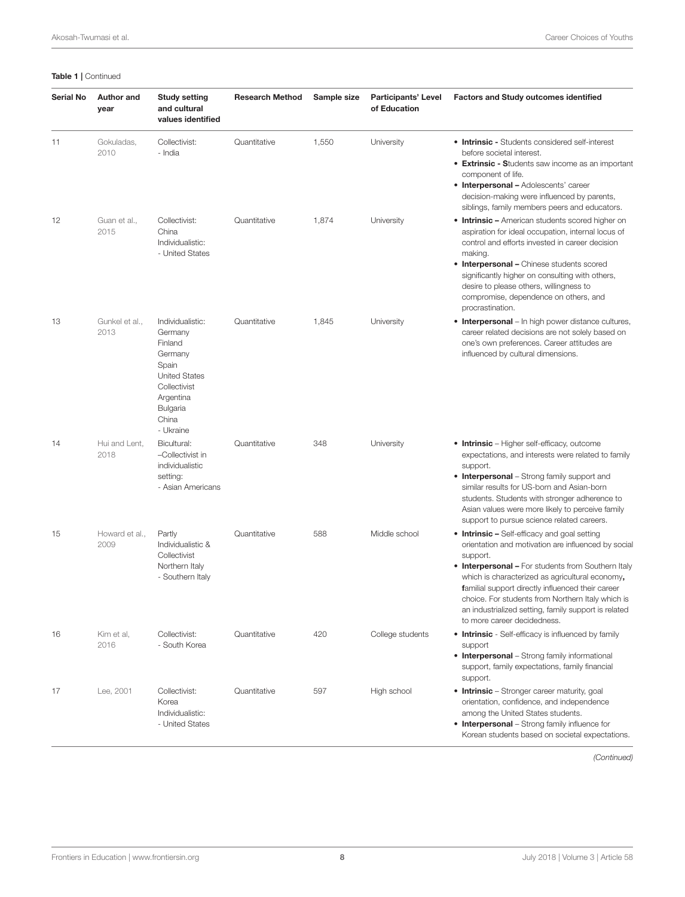**Table 1** | Continued

| Serial No | Author and year | Study setting and cultural values identified | Research Method | Sample size | Participants' Level of Education | Factors and Study outcomes identified |
|---|---|---|---|---|---|---|
| 11 | Gokuladas, 2010 | Collectivist: - India | Quantitative | 1,550 | University | • **Intrinsic -** Students considered self-interest before societal interest. • **Extrinsic - S**tudents saw income as an important component of life. • **Interpersonal –** Adolescents' career decision-making were influenced by parents, siblings, family members peers and educators. |
| 12 | Guan et al., 2015 | Collectivist: China Individualistic: - United States | Quantitative | 1,874 | University | • **Intrinsic –** American students scored higher on aspiration for ideal occupation, internal locus of control and efforts invested in career decision making. • **Interpersonal –** Chinese students scored significantly higher on consulting with others, desire to please others, willingness to compromise, dependence on others, and procrastination. |
| 13 | Gunkel et al., 2013 | Individualistic: Germany Finland Germany Spain United States Collectivist Argentina Bulgaria China - Ukraine | Quantitative | 1,845 | University | • **Interpersonal** – In high power distance cultures, career related decisions are not solely based on one's own preferences. Career attitudes are influenced by cultural dimensions. |
| 14 | Hui and Lent, 2018 | Bicultural: –Collectivist in individualistic setting: - Asian Americans | Quantitative | 348 | University | • **Intrinsic** – Higher self-efficacy, outcome expectations, and interests were related to family support. • **Interpersonal** – Strong family support and similar results for US-born and Asian-born students. Students with stronger adherence to Asian values were more likely to perceive family support to pursue science related careers. |
| 15 | Howard et al., 2009 | Partly Individualistic & Collectivist Northern Italy - Southern Italy | Quantitative | 588 | Middle school | • **Intrinsic –** Self-efficacy and goal setting orientation and motivation are influenced by social support. • **Interpersonal –** For students from Southern Italy which is characterized as agricultural economy**, f**amilial support directly influenced their career choice. For students from Northern Italy which is an industrialized setting, family support is related to more career decidedness. |
| 16 | Kim et al, 2016 | Collectivist: - South Korea | Quantitative | 420 | College students | • **Intrinsic** - Self-efficacy is influenced by family support • **Interpersonal** – Strong family informational support, family expectations, family financial support. |
| 17 | Lee, 2001 | Collectivist: Korea Individualistic: - United States | Quantitative | 597 | High school | • **Intrinsic** – Stronger career maturity, goal orientation, confidence, and independence among the United States students. • **Interpersonal** – Strong family influence for Korean students based on societal expectations. |

*(Continued)*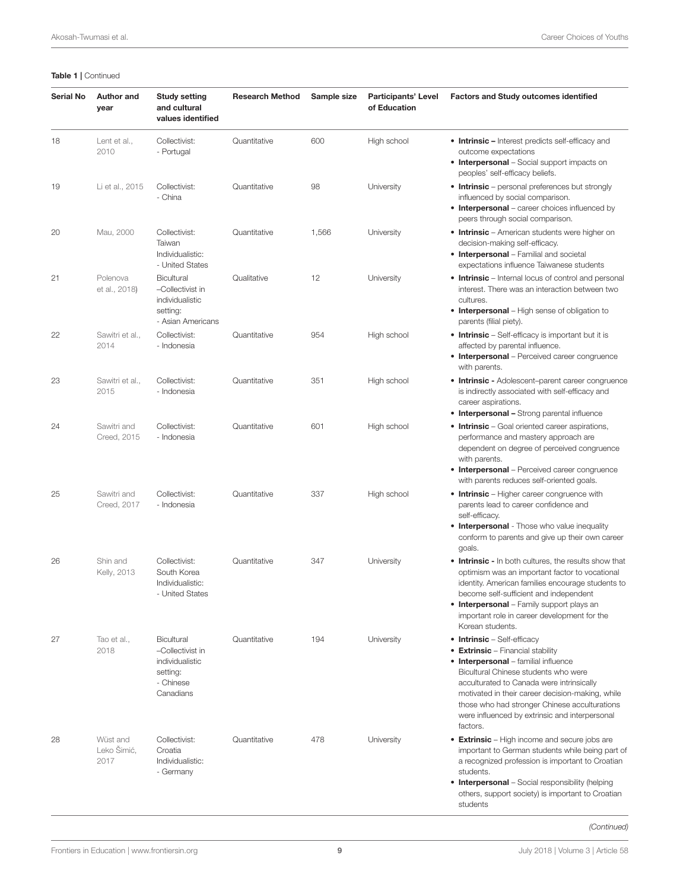**Table 1 |** Continued

| Serial No | Author and year | Study setting and cultural values identified | Research Method | Sample size | Participants' Level of Education | Factors and Study outcomes identified |
|---|---|---|---|---|---|---|
| 18 | Lent et al., 2010 | Collectivist: - Portugal | Quantitative | 600 | High school | • **Intrinsic –** Interest predicts self-efficacy and outcome expectations<br>• **Interpersonal** – Social support impacts on peoples' self-efficacy beliefs. |
| 19 | Li et al., 2015 | Collectivist: - China | Quantitative | 98 | University | • **Intrinsic** – personal preferences but strongly influenced by social comparison.<br>• **Interpersonal** – career choices influenced by peers through social comparison. |
| 20 | Mau, 2000 | Collectivist: Taiwan Individualistic: - United States | Quantitative | 1,566 | University | • **Intrinsic** – American students were higher on decision-making self-efficacy.<br>• **Interpersonal** – Familial and societal expectations influence Taiwanese students |
| 21 | Polenova et al., 2018) | Bicultural –Collectivist in individualistic setting: - Asian Americans | Qualitative | 12 | University | • **Intrinsic** – Internal locus of control and personal interest. There was an interaction between two cultures.<br>• **Interpersonal** – High sense of obligation to parents (filial piety). |
| 22 | Sawitri et al., 2014 | Collectivist: - Indonesia | Quantitative | 954 | High school | • **Intrinsic** – Self-efficacy is important but it is affected by parental influence.<br>• **Interpersonal** – Perceived career congruence with parents. |
| 23 | Sawitri et al., 2015 | Collectivist: - Indonesia | Quantitative | 351 | High school | • **Intrinsic -** Adolescent–parent career congruence is indirectly associated with self-efficacy and career aspirations.<br>• **Interpersonal –** Strong parental influence |
| 24 | Sawitri and Creed, 2015 | Collectivist: - Indonesia | Quantitative | 601 | High school | • **Intrinsic** – Goal oriented career aspirations, performance and mastery approach are dependent on degree of perceived congruence with parents.<br>• **Interpersonal** – Perceived career congruence with parents reduces self-oriented goals. |
| 25 | Sawitri and Creed, 2017 | Collectivist: - Indonesia | Quantitative | 337 | High school | • **Intrinsic** – Higher career congruence with parents lead to career confidence and self-efficacy.<br>• **Interpersonal** - Those who value inequality conform to parents and give up their own career goals. |
| 26 | Shin and Kelly, 2013 | Collectivist: South Korea Individualistic: - United States | Quantitative | 347 | University | • **Intrinsic -** In both cultures, the results show that optimism was an important factor to vocational identity. American families encourage students to become self-sufficient and independent<br>• **Interpersonal** – Family support plays an important role in career development for the Korean students. |
| 27 | Tao et al., 2018 | Bicultural –Collectivist in individualistic setting: - Chinese Canadians | Quantitative | 194 | University | • **Intrinsic** – Self-efficacy<br>• **Extrinsic** – Financial stability<br>• **Interpersonal** – familial influence<br>Bicultural Chinese students who were acculturated to Canada were intrinsically motivated in their career decision-making, while those who had stronger Chinese acculturations were influenced by extrinsic and interpersonal factors. |
| 28 | Wüst and Leko Šimić, 2017 | Collectivist: Croatia Individualistic: - Germany | Quantitative | 478 | University | • **Extrinsic** – High income and secure jobs are important to German students while being part of a recognized profession is important to Croatian students.<br>• **Interpersonal** – Social responsibility (helping others, support society) is important to Croatian students |

*(Continued)*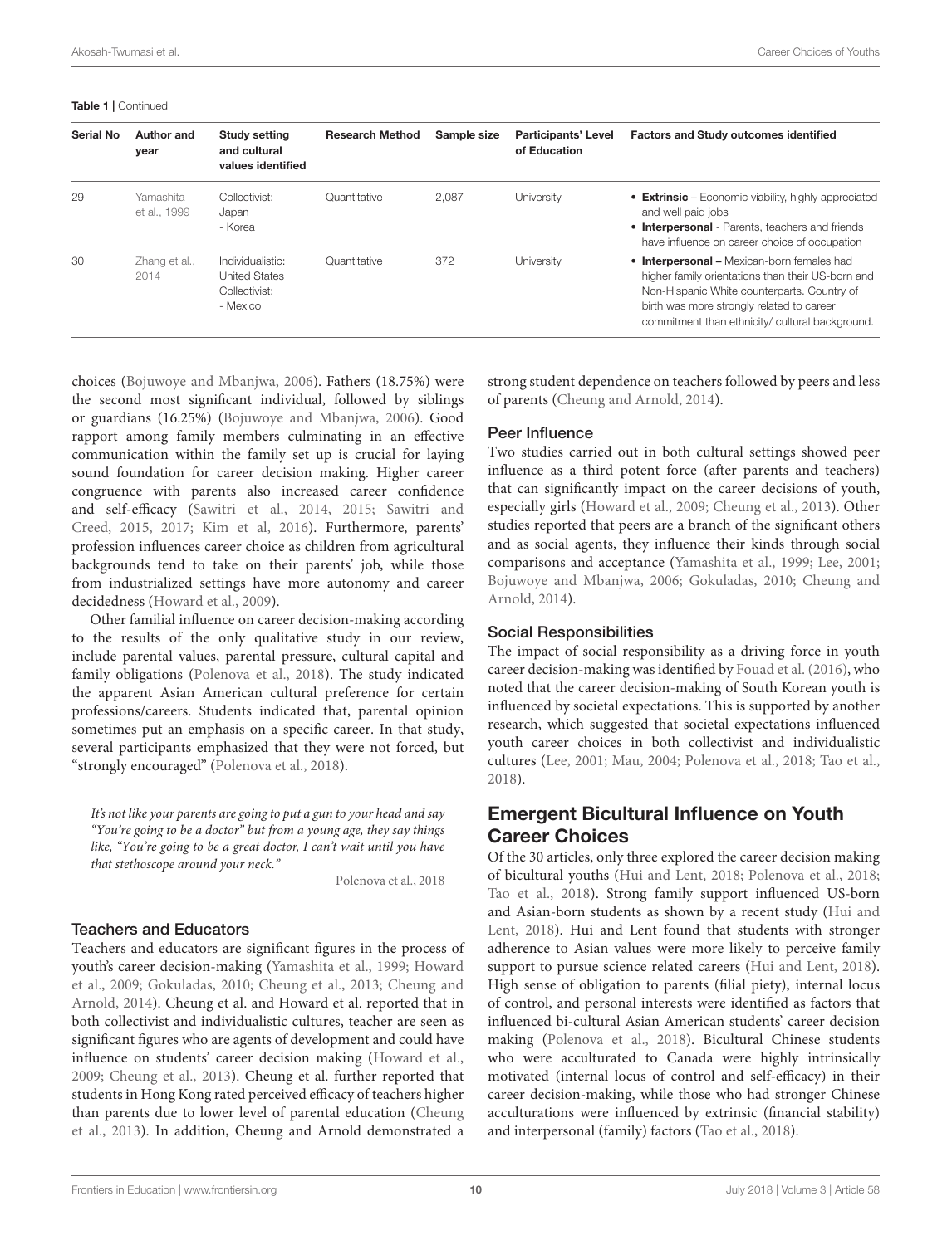**Table 1** | Continued

| Serial No | Author and year | Study setting and cultural values identified | Research Method | Sample size | Participants' Level of Education | Factors and Study outcomes identified |
|---|---|---|---|---|---|---|
| 29 | Yamashita et al., 1999 | Collectivist: Japan - Korea | Quantitative | 2,087 | University | • **Extrinsic** – Economic viability, highly appreciated and well paid jobs<br>• **Interpersonal** - Parents, teachers and friends have influence on career choice of occupation |
| 30 | Zhang et al., 2014 | Individualistic: United States Collectivist: - Mexico | Quantitative | 372 | University | • **Interpersonal –** Mexican-born females had higher family orientations than their US-born and Non-Hispanic White counterparts. Country of birth was more strongly related to career commitment than ethnicity/ cultural background. |

choices (Bojuwoye and Mbanjwa, 2006). Fathers (18.75%) were the second most significant individual, followed by siblings or guardians (16.25%) (Bojuwoye and Mbanjwa, 2006). Good rapport among family members culminating in an effective communication within the family set up is crucial for laying sound foundation for career decision making. Higher career congruence with parents also increased career confidence and self-efficacy (Sawitri et al., 2014, 2015; Sawitri and Creed, 2015, 2017; Kim et al, 2016). Furthermore, parents' profession influences career choice as children from agricultural backgrounds tend to take on their parents' job, while those from industrialized settings have more autonomy and career decidedness (Howard et al., 2009).

Other familial influence on career decision-making according to the results of the only qualitative study in our review, include parental values, parental pressure, cultural capital and family obligations (Polenova et al., 2018). The study indicated the apparent Asian American cultural preference for certain professions/careers. Students indicated that, parental opinion sometimes put an emphasis on a specific career. In that study, several participants emphasized that they were not forced, but "strongly encouraged" (Polenova et al., 2018).

> *It's not like your parents are going to put a gun to your head and say "You're going to be a doctor" but from a young age, they say things like, "You're going to be a great doctor, I can't wait until you have that stethoscope around your neck."*
>
> Polenova et al., 2018

### Teachers and Educators

Teachers and educators are significant figures in the process of youth's career decision-making (Yamashita et al., 1999; Howard et al., 2009; Gokuladas, 2010; Cheung et al., 2013; Cheung and Arnold, 2014). Cheung et al. and Howard et al. reported that in both collectivist and individualistic cultures, teacher are seen as significant figures who are agents of development and could have influence on students' career decision making (Howard et al., 2009; Cheung et al., 2013). Cheung et al. further reported that students in Hong Kong rated perceived efficacy of teachers higher than parents due to lower level of parental education (Cheung et al., 2013). In addition, Cheung and Arnold demonstrated a strong student dependence on teachers followed by peers and less of parents (Cheung and Arnold, 2014).

### Peer Influence

Two studies carried out in both cultural settings showed peer influence as a third potent force (after parents and teachers) that can significantly impact on the career decisions of youth, especially girls (Howard et al., 2009; Cheung et al., 2013). Other studies reported that peers are a branch of the significant others and as social agents, they influence their kinds through social comparisons and acceptance (Yamashita et al., 1999; Lee, 2001; Bojuwoye and Mbanjwa, 2006; Gokuladas, 2010; Cheung and Arnold, 2014).

### Social Responsibilities

The impact of social responsibility as a driving force in youth career decision-making was identified by Fouad et al. (2016), who noted that the career decision-making of South Korean youth is influenced by societal expectations. This is supported by another research, which suggested that societal expectations influenced youth career choices in both collectivist and individualistic cultures (Lee, 2001; Mau, 2004; Polenova et al., 2018; Tao et al., 2018).

## Emergent Bicultural Influence on Youth Career Choices

Of the 30 articles, only three explored the career decision making of bicultural youths (Hui and Lent, 2018; Polenova et al., 2018; Tao et al., 2018). Strong family support influenced US-born and Asian-born students as shown by a recent study (Hui and Lent, 2018). Hui and Lent found that students with stronger adherence to Asian values were more likely to perceive family support to pursue science related careers (Hui and Lent, 2018). High sense of obligation to parents (filial piety), internal locus of control, and personal interests were identified as factors that influenced bi-cultural Asian American students' career decision making (Polenova et al., 2018). Bicultural Chinese students who were acculturated to Canada were highly intrinsically motivated (internal locus of control and self-efficacy) in their career decision-making, while those who had stronger Chinese acculturations were influenced by extrinsic (financial stability) and interpersonal (family) factors (Tao et al., 2018).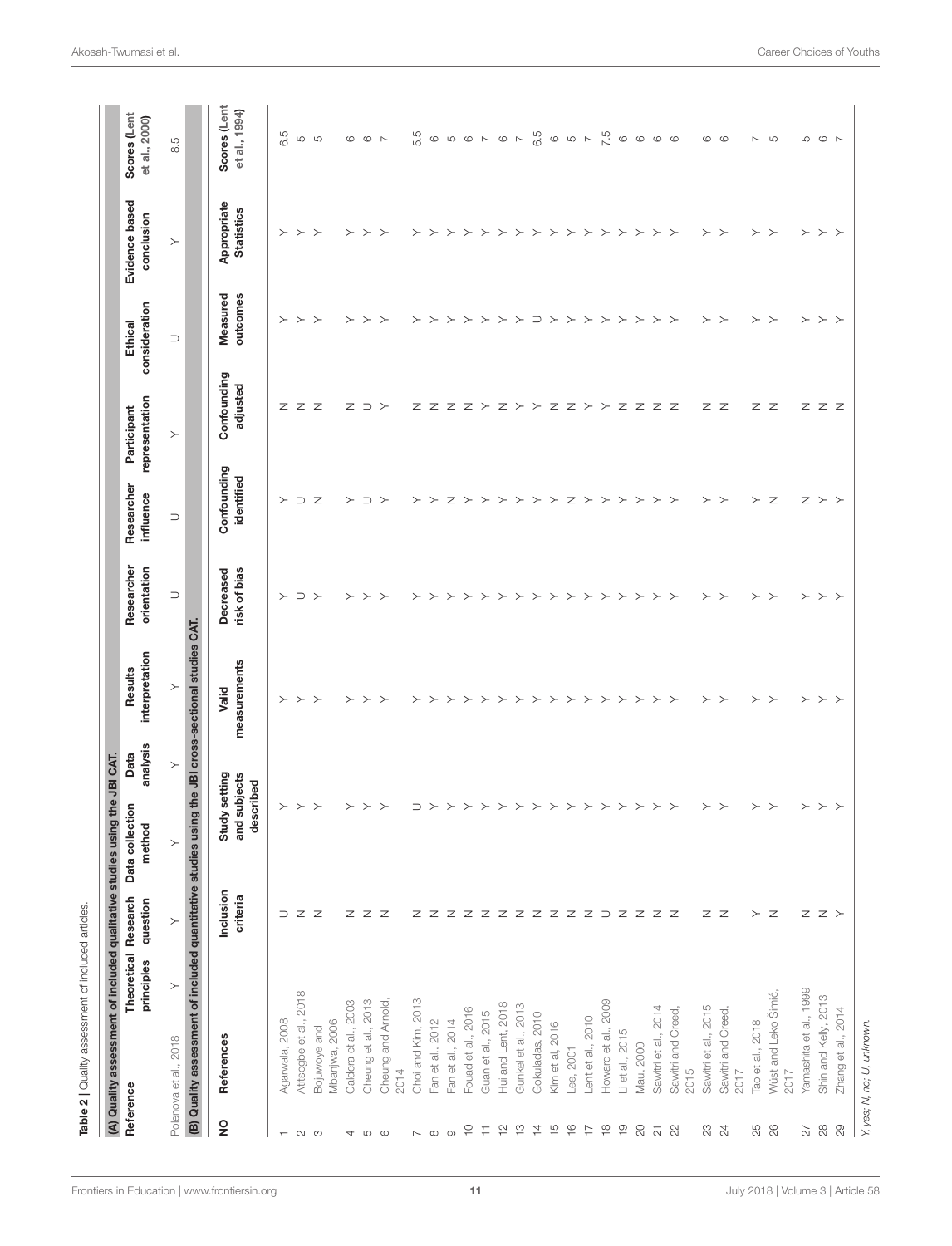**Table 2** | Quality assessment of included articles.

**(A) Quality assessment of included qualitative studies using the JBI CAT.**

| Reference | Theoretical principles | Research question | Data collection method | Data analysis | Results interpretation | Researcher orientation | Researcher influence | Participant representation | Ethical consideration | Evidence based conclusion | Scores (Lent et al., 2000) |
|---|---|---|---|---|---|---|---|---|---|---|---|
| Polenova et al., 2018 | Y | Y | Y | Y | Y | U | U | Y | U | Y | 8.5 |

**(B) Quality assessment of included quantitative studies using the JBI cross-sectional studies CAT.**

| NO | References | Inclusion criteria | Study setting and subjects described | Valid measurements | Decreased risk of bias | Confounding identified | Confounding adjusted | Measured outcomes | Appropriate Statistics | Scores (Lent et al., 1994) |
|---|---|---|---|---|---|---|---|---|---|---|
| 1 | Agarwala, 2008 | U | Y | Y | Y | Y | N | Y | Y | 6.5 |
| 2 | Atitsogbe et al., 2018 | N | Y | Y | U | U | N | Y | Y | 5 |
| 3 | Bojuwoye and Mbanjwa, 2006 | N | Y | Y | Y | N | N | Y | Y | 5 |
| 4 | Caldera et al., 2003 | N | Y | Y | Y | Y | N | Y | Y | 6 |
| 5 | Cheung et al., 2013 | N | Y | Y | Y | U | U | Y | Y | 6 |
| 6 | Cheung and Arnold, 2014 | N | Y | Y | Y | Y | Y | Y | Y | 7 |
| 7 | Choi and Kim, 2013 | N | U | Y | Y | Y | N | Y | Y | 5.5 |
| 8 | Fan et al., 2012 | N | Y | Y | Y | Y | N | Y | Y | 6 |
| 9 | Fan et al., 2014 | N | Y | Y | Y | N | N | Y | Y | 5 |
| 10 | Fouad et al., 2016 | N | Y | Y | Y | Y | N | Y | Y | 6 |
| 11 | Guan et al., 2015 | N | Y | Y | Y | Y | Y | Y | Y | 7 |
| 12 | Hui and Lent, 2018 | N | Y | Y | Y | Y | N | Y | Y | 6 |
| 13 | Gunkel et al., 2013 | N | Y | Y | Y | Y | Y | Y | Y | 7 |
| 14 | Gokuladas, 2010 | N | Y | Y | Y | Y | Y | U | Y | 6.5 |
| 15 | Kim et al, 2016 | N | Y | Y | Y | Y | N | Y | Y | 6 |
| 16 | Lee, 2001 | N | Y | Y | Y | N | N | Y | Y | 5 |
| 17 | Lent et al., 2010 | N | Y | Y | Y | Y | Y | Y | Y | 7 |
| 18 | Howard et al., 2009 | U | Y | Y | Y | Y | Y | Y | Y | 7.5 |
| 19 | Li et al., 2015 | N | Y | Y | Y | Y | N | Y | Y | 6 |
| 20 | Mau, 2000 | N | Y | Y | Y | Y | N | Y | Y | 6 |
| 21 | Sawitri et al., 2014 | N | Y | Y | Y | Y | N | Y | Y | 6 |
| 22 | Sawitri and Creed, 2015 | N | Y | Y | Y | Y | N | Y | Y | 6 |
| 23 | Sawitri et al., 2015 | N | Y | Y | Y | Y | N | Y | Y | 6 |
| 24 | Sawitri and Creed, 2017 | N | Y | Y | Y | Y | N | Y | Y | 6 |
| 25 | Tao et al., 2018 | Y | Y | Y | Y | Y | N | Y | Y | 7 |
| 26 | Wüst and Leko Šimić, 2017 | N | Y | Y | Y | N | N | Y | Y | 5 |
| 27 | Yamashita et al., 1999 | N | Y | Y | Y | N | N | Y | Y | 5 |
| 28 | Shin and Kelly, 2013 | N | Y | Y | Y | Y | N | Y | Y | 6 |
| 29 | Zhang et al., 2014 | Y | Y | Y | Y | Y | N | Y | Y | 7 |

*Y, yes; N, no; U, unknown.*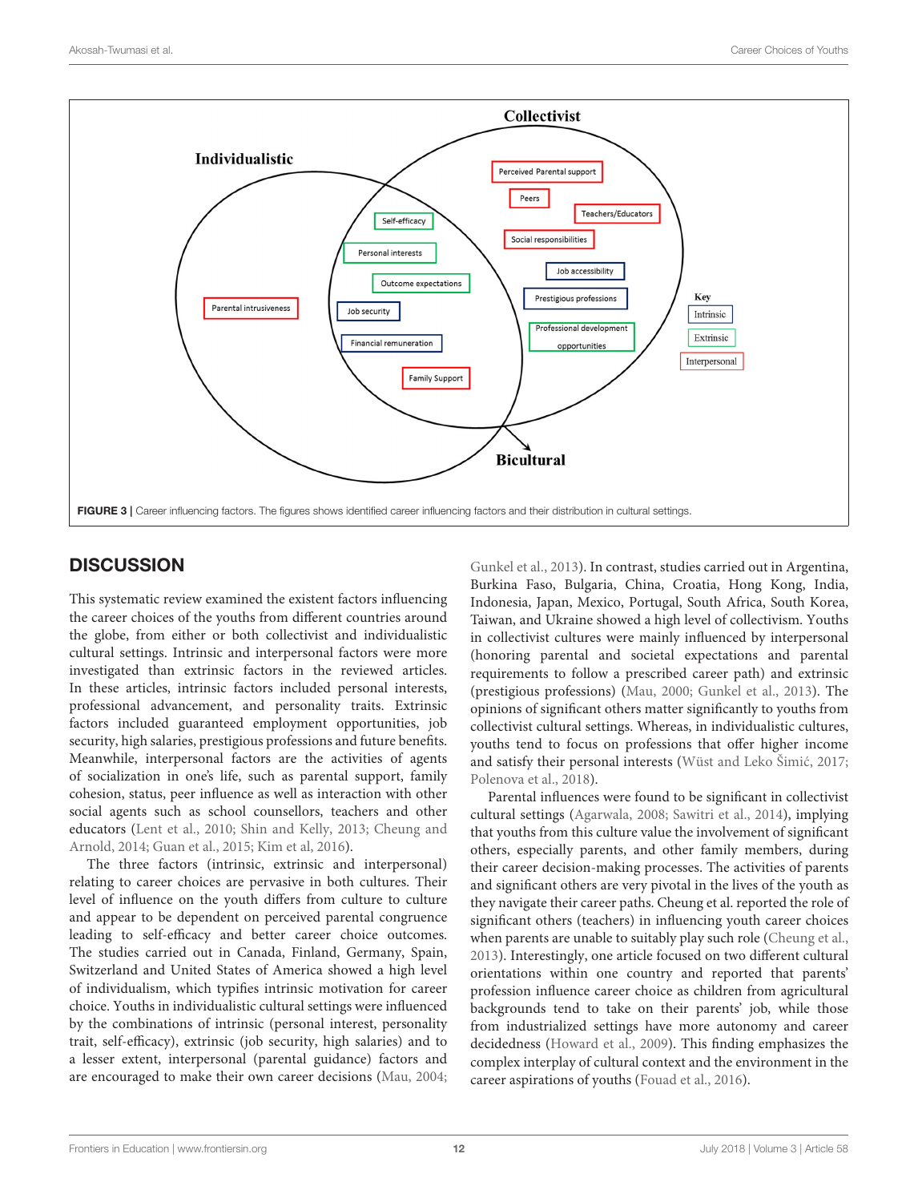FIGURE 3 | Career influencing factors. The figures shows identified career influencing factors and their distribution in cultural settings.

## DISCUSSION

This systematic review examined the existent factors influencing the career choices of the youths from different countries around the globe, from either or both collectivist and individualistic cultural settings. Intrinsic and interpersonal factors were more investigated than extrinsic factors in the reviewed articles. In these articles, intrinsic factors included personal interests, professional advancement, and personality traits. Extrinsic factors included guaranteed employment opportunities, job security, high salaries, prestigious professions and future benefits. Meanwhile, interpersonal factors are the activities of agents of socialization in one's life, such as parental support, family cohesion, status, peer influence as well as interaction with other social agents such as school counsellors, teachers and other educators (Lent et al., 2010; Shin and Kelly, 2013; Cheung and Arnold, 2014; Guan et al., 2015; Kim et al, 2016).

The three factors (intrinsic, extrinsic and interpersonal) relating to career choices are pervasive in both cultures. Their level of influence on the youth differs from culture to culture and appear to be dependent on perceived parental congruence leading to self-efficacy and better career choice outcomes. The studies carried out in Canada, Finland, Germany, Spain, Switzerland and United States of America showed a high level of individualism, which typifies intrinsic motivation for career choice. Youths in individualistic cultural settings were influenced by the combinations of intrinsic (personal interest, personality trait, self-efficacy), extrinsic (job security, high salaries) and to a lesser extent, interpersonal (parental guidance) factors and are encouraged to make their own career decisions (Mau, 2004; Gunkel et al., 2013). In contrast, studies carried out in Argentina, Burkina Faso, Bulgaria, China, Croatia, Hong Kong, India, Indonesia, Japan, Mexico, Portugal, South Africa, South Korea, Taiwan, and Ukraine showed a high level of collectivism. Youths in collectivist cultures were mainly influenced by interpersonal (honoring parental and societal expectations and parental requirements to follow a prescribed career path) and extrinsic (prestigious professions) (Mau, 2000; Gunkel et al., 2013). The opinions of significant others matter significantly to youths from collectivist cultural settings. Whereas, in individualistic cultures, youths tend to focus on professions that offer higher income and satisfy their personal interests (Wüst and Leko Šimić, 2017; Polenova et al., 2018).

Parental influences were found to be significant in collectivist cultural settings (Agarwala, 2008; Sawitri et al., 2014), implying that youths from this culture value the involvement of significant others, especially parents, and other family members, during their career decision-making processes. The activities of parents and significant others are very pivotal in the lives of the youth as they navigate their career paths. Cheung et al. reported the role of significant others (teachers) in influencing youth career choices when parents are unable to suitably play such role (Cheung et al., 2013). Interestingly, one article focused on two different cultural orientations within one country and reported that parents' profession influence career choice as children from agricultural backgrounds tend to take on their parents' job, while those from industrialized settings have more autonomy and career decidedness (Howard et al., 2009). This finding emphasizes the complex interplay of cultural context and the environment in the career aspirations of youths (Fouad et al., 2016).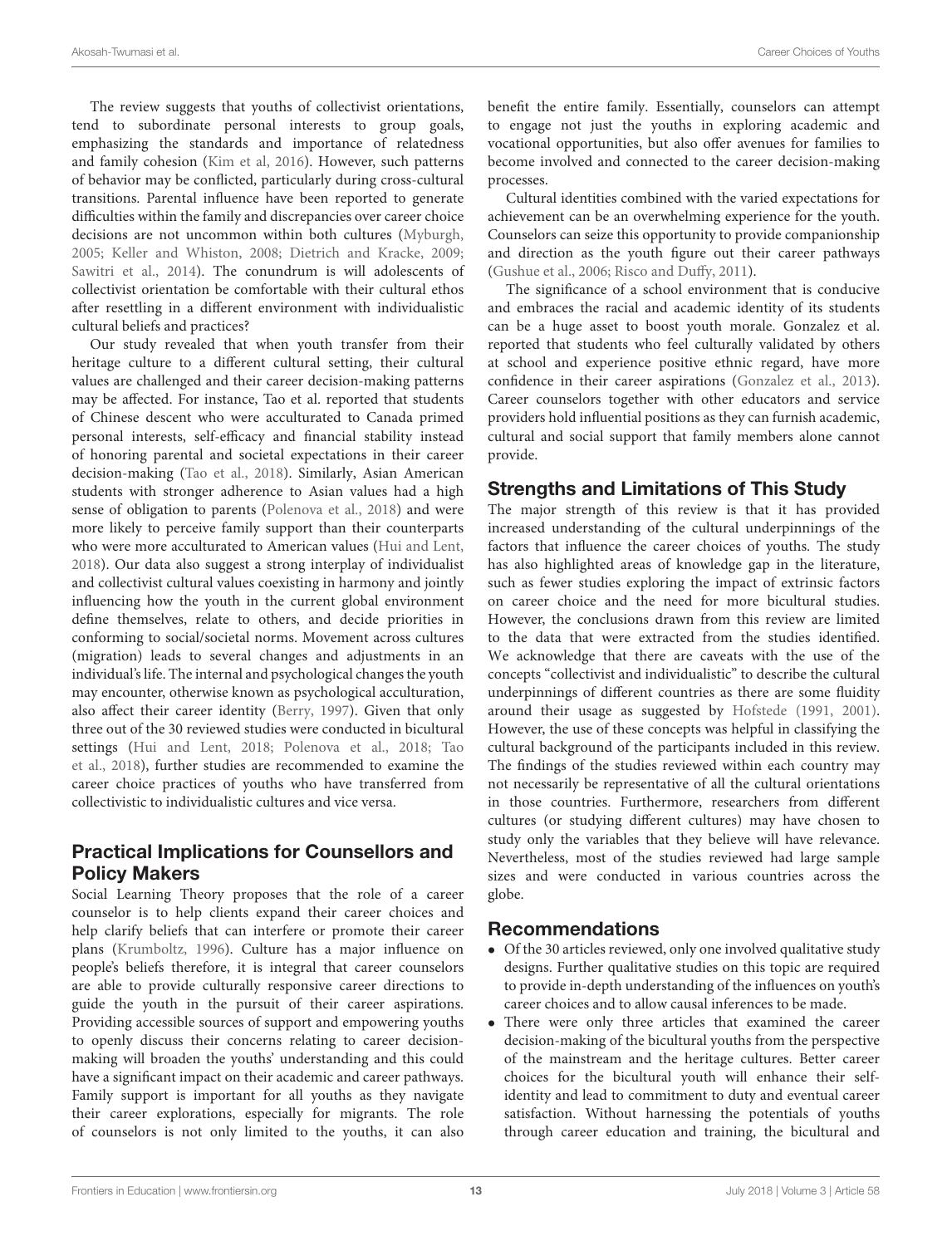The review suggests that youths of collectivist orientations, tend to subordinate personal interests to group goals, emphasizing the standards and importance of relatedness and family cohesion (Kim et al, 2016). However, such patterns of behavior may be conflicted, particularly during cross-cultural transitions. Parental influence have been reported to generate difficulties within the family and discrepancies over career choice decisions are not uncommon within both cultures (Myburgh, 2005; Keller and Whiston, 2008; Dietrich and Kracke, 2009; Sawitri et al., 2014). The conundrum is will adolescents of collectivist orientation be comfortable with their cultural ethos after resettling in a different environment with individualistic cultural beliefs and practices?

Our study revealed that when youth transfer from their heritage culture to a different cultural setting, their cultural values are challenged and their career decision-making patterns may be affected. For instance, Tao et al. reported that students of Chinese descent who were acculturated to Canada primed personal interests, self-efficacy and financial stability instead of honoring parental and societal expectations in their career decision-making (Tao et al., 2018). Similarly, Asian American students with stronger adherence to Asian values had a high sense of obligation to parents (Polenova et al., 2018) and were more likely to perceive family support than their counterparts who were more acculturated to American values (Hui and Lent, 2018). Our data also suggest a strong interplay of individualist and collectivist cultural values coexisting in harmony and jointly influencing how the youth in the current global environment define themselves, relate to others, and decide priorities in conforming to social/societal norms. Movement across cultures (migration) leads to several changes and adjustments in an individual's life. The internal and psychological changes the youth may encounter, otherwise known as psychological acculturation, also affect their career identity (Berry, 1997). Given that only three out of the 30 reviewed studies were conducted in bicultural settings (Hui and Lent, 2018; Polenova et al., 2018; Tao et al., 2018), further studies are recommended to examine the career choice practices of youths who have transferred from collectivistic to individualistic cultures and vice versa.

## Practical Implications for Counsellors and Policy Makers

Social Learning Theory proposes that the role of a career counselor is to help clients expand their career choices and help clarify beliefs that can interfere or promote their career plans (Krumboltz, 1996). Culture has a major influence on people's beliefs therefore, it is integral that career counselors are able to provide culturally responsive career directions to guide the youth in the pursuit of their career aspirations. Providing accessible sources of support and empowering youths to openly discuss their concerns relating to career decision-making will broaden the youths' understanding and this could have a significant impact on their academic and career pathways. Family support is important for all youths as they navigate their career explorations, especially for migrants. The role of counselors is not only limited to the youths, it can also benefit the entire family. Essentially, counselors can attempt to engage not just the youths in exploring academic and vocational opportunities, but also offer avenues for families to become involved and connected to the career decision-making processes.

Cultural identities combined with the varied expectations for achievement can be an overwhelming experience for the youth. Counselors can seize this opportunity to provide companionship and direction as the youth figure out their career pathways (Gushue et al., 2006; Risco and Duffy, 2011).

The significance of a school environment that is conducive and embraces the racial and academic identity of its students can be a huge asset to boost youth morale. Gonzalez et al. reported that students who feel culturally validated by others at school and experience positive ethnic regard, have more confidence in their career aspirations (Gonzalez et al., 2013). Career counselors together with other educators and service providers hold influential positions as they can furnish academic, cultural and social support that family members alone cannot provide.

## Strengths and Limitations of This Study

The major strength of this review is that it has provided increased understanding of the cultural underpinnings of the factors that influence the career choices of youths. The study has also highlighted areas of knowledge gap in the literature, such as fewer studies exploring the impact of extrinsic factors on career choice and the need for more bicultural studies. However, the conclusions drawn from this review are limited to the data that were extracted from the studies identified. We acknowledge that there are caveats with the use of the concepts "collectivist and individualistic" to describe the cultural underpinnings of different countries as there are some fluidity around their usage as suggested by Hofstede (1991, 2001). However, the use of these concepts was helpful in classifying the cultural background of the participants included in this review. The findings of the studies reviewed within each country may not necessarily be representative of all the cultural orientations in those countries. Furthermore, researchers from different cultures (or studying different cultures) may have chosen to study only the variables that they believe will have relevance. Nevertheless, most of the studies reviewed had large sample sizes and were conducted in various countries across the globe.

## Recommendations

- Of the 30 articles reviewed, only one involved qualitative study designs. Further qualitative studies on this topic are required to provide in-depth understanding of the influences on youth's career choices and to allow causal inferences to be made.
- There were only three articles that examined the career decision-making of the bicultural youths from the perspective of the mainstream and the heritage cultures. Better career choices for the bicultural youth will enhance their self-identity and lead to commitment to duty and eventual career satisfaction. Without harnessing the potentials of youths through career education and training, the bicultural and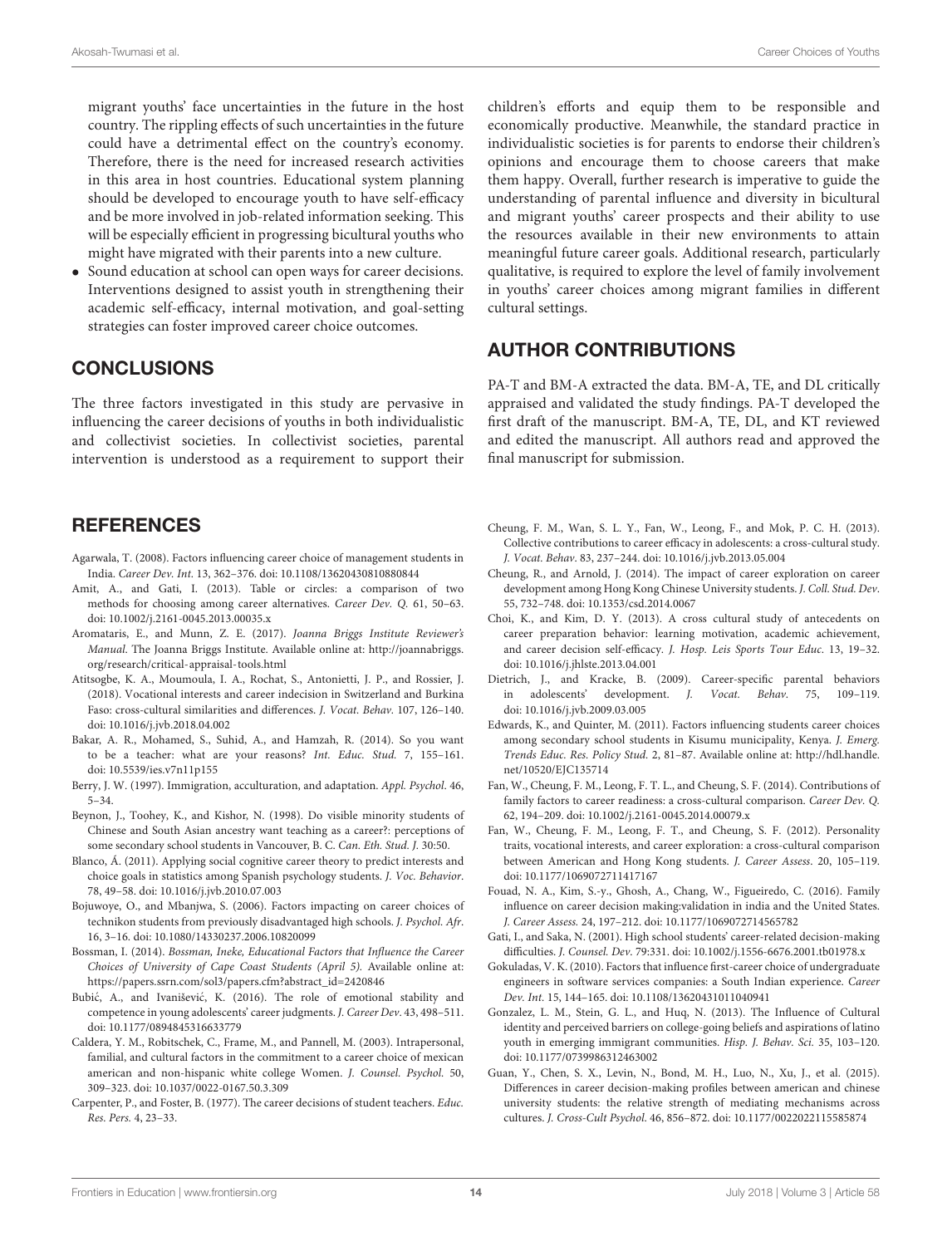migrant youths' face uncertainties in the future in the host country. The rippling effects of such uncertainties in the future could have a detrimental effect on the country's economy. Therefore, there is the need for increased research activities in this area in host countries. Educational system planning should be developed to encourage youth to have self-efficacy and be more involved in job-related information seeking. This will be especially efficient in progressing bicultural youths who might have migrated with their parents into a new culture.

- Sound education at school can open ways for career decisions. Interventions designed to assist youth in strengthening their academic self-efficacy, internal motivation, and goal-setting strategies can foster improved career choice outcomes.

## CONCLUSIONS

The three factors investigated in this study are pervasive in influencing the career decisions of youths in both individualistic and collectivist societies. In collectivist societies, parental intervention is understood as a requirement to support their children's efforts and equip them to be responsible and economically productive. Meanwhile, the standard practice in individualistic societies is for parents to endorse their children's opinions and encourage them to choose careers that make them happy. Overall, further research is imperative to guide the understanding of parental influence and diversity in bicultural and migrant youths' career prospects and their ability to use the resources available in their new environments to attain meaningful future career goals. Additional research, particularly qualitative, is required to explore the level of family involvement in youths' career choices among migrant families in different cultural settings.

## AUTHOR CONTRIBUTIONS

PA-T and BM-A extracted the data. BM-A, TE, and DL critically appraised and validated the study findings. PA-T developed the first draft of the manuscript. BM-A, TE, DL, and KT reviewed and edited the manuscript. All authors read and approved the final manuscript for submission.

## REFERENCES

Agarwala, T. (2008). Factors influencing career choice of management students in India. *Career Dev. Int.* 13, 362–376. doi: 10.1108/13620430810880844

Amit, A., and Gati, I. (2013). Table or circles: a comparison of two methods for choosing among career alternatives. *Career Dev. Q.* 61, 50–63. doi: 10.1002/j.2161-0045.2013.00035.x

Aromataris, E., and Munn, Z. E. (2017). *Joanna Briggs Institute Reviewer's Manual*. The Joanna Briggs Institute. Available online at: http://joannabriggs.org/research/critical-appraisal-tools.html

Atitsogbe, K. A., Moumoula, I. A., Rochat, S., Antonietti, J. P., and Rossier, J. (2018). Vocational interests and career indecision in Switzerland and Burkina Faso: cross-cultural similarities and differences. *J. Vocat. Behav.* 107, 126–140. doi: 10.1016/j.jvb.2018.04.002

Bakar, A. R., Mohamed, S., Suhid, A., and Hamzah, R. (2014). So you want to be a teacher: what are your reasons? *Int. Educ. Stud.* 7, 155–161. doi: 10.5539/ies.v7n11p155

Berry, J. W. (1997). Immigration, acculturation, and adaptation. *Appl. Psychol.* 46, 5–34.

Beynon, J., Toohey, K., and Kishor, N. (1998). Do visible minority students of Chinese and South Asian ancestry want teaching as a career?: perceptions of some secondary school students in Vancouver, B. C. *Can. Eth. Stud. J.* 30:50.

Blanco, Á. (2011). Applying social cognitive career theory to predict interests and choice goals in statistics among Spanish psychology students. *J. Voc. Behavior*. 78, 49–58. doi: 10.1016/j.jvb.2010.07.003

Bojuwoye, O., and Mbanjwa, S. (2006). Factors impacting on career choices of technikon students from previously disadvantaged high schools. *J. Psychol. Afr.* 16, 3–16. doi: 10.1080/14330237.2006.10820099

Bossman, I. (2014). *Bossman, Ineke, Educational Factors that Influence the Career Choices of University of Cape Coast Students (April 5).* Available online at: https://papers.ssrn.com/sol3/papers.cfm?abstract_id=2420846

Bubić, A., and Ivanišević, K. (2016). The role of emotional stability and competence in young adolescents' career judgments. *J. Career Dev*. 43, 498–511. doi: 10.1177/0894845316633779

Caldera, Y. M., Robitschek, C., Frame, M., and Pannell, M. (2003). Intrapersonal, familial, and cultural factors in the commitment to a career choice of mexican american and non-hispanic white college Women. *J. Counsel. Psychol.* 50, 309–323. doi: 10.1037/0022-0167.50.3.309

Carpenter, P., and Foster, B. (1977). The career decisions of student teachers. *Educ. Res. Pers.* 4, 23–33.

Cheung, F. M., Wan, S. L. Y., Fan, W., Leong, F., and Mok, P. C. H. (2013). Collective contributions to career efficacy in adolescents: a cross-cultural study. *J. Vocat. Behav*. 83, 237–244. doi: 10.1016/j.jvb.2013.05.004

Cheung, R., and Arnold, J. (2014). The impact of career exploration on career development among Hong Kong Chinese University students. *J. Coll. Stud. Dev*. 55, 732–748. doi: 10.1353/csd.2014.0067

Choi, K., and Kim, D. Y. (2013). A cross cultural study of antecedents on career preparation behavior: learning motivation, academic achievement, and career decision self-efficacy. *J. Hosp. Leis Sports Tour Educ*. 13, 19–32. doi: 10.1016/j.jhlste.2013.04.001

Dietrich, J., and Kracke, B. (2009). Career-specific parental behaviors in adolescents' development. *J. Vocat. Behav.* 75, 109–119. doi: 10.1016/j.jvb.2009.03.005

Edwards, K., and Quinter, M. (2011). Factors influencing students career choices among secondary school students in Kisumu municipality, Kenya. *J. Emerg. Trends Educ. Res. Policy Stud.* 2, 81–87. Available online at: http://hdl.handle.net/10520/EJC135714

Fan, W., Cheung, F. M., Leong, F. T. L., and Cheung, S. F. (2014). Contributions of family factors to career readiness: a cross-cultural comparison. *Career Dev. Q.* 62, 194–209. doi: 10.1002/j.2161-0045.2014.00079.x

Fan, W., Cheung, F. M., Leong, F. T., and Cheung, S. F. (2012). Personality traits, vocational interests, and career exploration: a cross-cultural comparison between American and Hong Kong students. *J. Career Assess*. 20, 105–119. doi: 10.1177/1069072711417167

Fouad, N. A., Kim, S.-y., Ghosh, A., Chang, W., Figueiredo, C. (2016). Family influence on career decision making:validation in india and the United States. *J. Career Assess.* 24, 197–212. doi: 10.1177/1069072714565782

Gati, I., and Saka, N. (2001). High school students' career-related decision-making difficulties. *J. Counsel. Dev*. 79:331. doi: 10.1002/j.1556-6676.2001.tb01978.x

Gokuladas, V. K. (2010). Factors that influence first-career choice of undergraduate engineers in software services companies: a South Indian experience. *Career Dev. Int.* 15, 144–165. doi: 10.1108/13620431011040941

Gonzalez, L. M., Stein, G. L., and Huq, N. (2013). The Influence of Cultural identity and perceived barriers on college-going beliefs and aspirations of latino youth in emerging immigrant communities. *Hisp. J. Behav. Sci.* 35, 103–120. doi: 10.1177/0739986312463002

Guan, Y., Chen, S. X., Levin, N., Bond, M. H., Luo, N., Xu, J., et al. (2015). Differences in career decision-making profiles between american and chinese university students: the relative strength of mediating mechanisms across cultures. *J. Cross-Cult Psychol.* 46, 856–872. doi: 10.1177/0022022115585874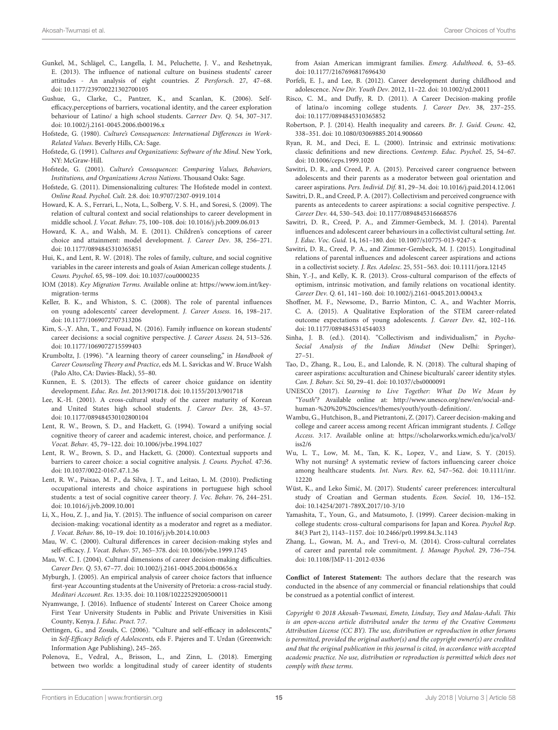Gunkel, M., Schlägel, C., Langella, I. M., Peluchette, J. V., and Reshetnyak, E. (2013). The influence of national culture on business students' career attitudes - An analysis of eight countries. *Z Persforsch*. 27, 47–68. doi: 10.1177/239700221302700105

Gushue, G., Clarke, C., Pantzer, K., and Scanlan, K. (2006). Self-efficacy,perceptions of barriers, vocational identity, and the career exploration behaviour of Latino/ a high school students. *Carreer Dev. Q.* 54, 307–317. doi: 10.1002/j.2161-0045.2006.tb00196.x

Hofstede, G. (1980). *Culture's Consequences: International Differences in Work-Related Values*. Beverly Hills, CA: Sage.

Hofstede, G. (1991). *Cultures and Organizations: Software of the Mind*. New York, NY: McGraw-Hill.

Hofstede, G. (2001). *Culture's Consequences: Comparing Values, Behaviors, Institutions, and Organizations Across Nations*. Thousand Oaks: Sage.

Hofstede, G. (2011). Dimensionalizing cultures: The Hofstede model in context. *Online Read. Psychol. Cult.* 2:8. doi: 10.9707/2307-0919.1014

Howard, K. A. S., Ferrari, L., Nota, L., Solberg, V. S. H., and Soresi, S. (2009). The relation of cultural context and social relationships to career development in middle school. *J. Vocat. Behav.* 75, 100–108. doi: 10.1016/j.jvb.2009.06.013

Howard, K. A., and Walsh, M. E. (2011). Children's conceptions of career choice and attainment: model development. *J. Career Dev*. 38, 256–271. doi: 10.1177/0894845310365851

Hui, K., and Lent, R. W. (2018). The roles of family, culture, and social cognitive variables in the career interests and goals of Asian American college students. *J. Couns. Psychol*. 65, 98–109. doi: 10.1037/cou0000235

IOM (2018). *Key Migration Terms*. Available online at: https://www.iom.int/key-migration-terms

Keller, B. K., and Whiston, S. C. (2008). The role of parental influences on young adolescents' career development. *J. Career Assess*. 16, 198–217. doi: 10.1177/1069072707313206

Kim, S.-,Y. Ahn, T., and Fouad, N. (2016). Family influence on korean students' career decisions: a social cognitive perspective. *J. Career Assess*. 24, 513–526. doi: 10.1177/1069072715599403

Krumboltz, J. (1996). "A learning theory of career counseling," in *Handbook of Career Counseling Theory and Practice*, eds M. L. Savickas and W. Bruce Walsh (Palo Alto, CA: Davies-Black), 55–80.

Kunnen, E. S. (2013). The effects of career choice guidance on identity development. *Educ. Res. Int*. 2013:901718. doi: 10.1155/2013/901718

Lee, K.-H. (2001). A cross-cultural study of the career maturity of Korean and United States high school students. *J. Career Dev*. 28, 43–57. doi: 10.1177/089484530102800104

Lent, R. W., Brown, S. D., and Hackett, G. (1994). Toward a unifying social cognitive theory of career and academic interest, choice, and performance. *J. Vocat. Behav.* 45, 79–122. doi: 10.1006/jvbe.1994.1027

Lent, R. W., Brown, S. D., and Hackett, G. (2000). Contextual supports and barriers to career choice: a social cognitive analysis. *J. Couns. Psychol.* 47:36. doi: 10.1037/0022-0167.47.1.36

Lent, R. W., Paixao, M. P., da Silva, J. T., and Leitao, L. M. (2010). Predicting occupational interests and choice aspirations in portuguese high school students: a test of social cognitive career theory. *J. Voc. Behav*. 76, 244–251. doi: 10.1016/j.jvb.2009.10.001

Li, X., Hou, Z. J., and Jia, Y. (2015). The influence of social comparison on career decision-making: vocational identity as a moderator and regret as a mediator. *J. Vocat. Behav*. 86, 10–19. doi: 10.1016/j.jvb.2014.10.003

Mau, W. C. (2000). Cultural differences in career decision-making styles and self-efficacy. *J. Vocat. Behav*. 57, 365–378. doi: 10.1006/jvbe.1999.1745

Mau, W. C. J. (2004). Cultural dimensions of career decision-making difficulties. *Career Dev. Q.* 53, 67–77. doi: 10.1002/j.2161-0045.2004.tb00656.x

Myburgh, J. (2005). An empirical analysis of career choice factors that influence first-year Accounting students at the University of Pretoria: a cross-racial study. *Meditari Account. Res.* 13:35. doi: 10.1108/10222529200500011

Nyamwange, J. (2016). Influence of students' Interest on Career Choice among First Year University Students in Public and Private Universities in Kisii County, Kenya. *J. Educ. Pract.* 7:7.

Oettingen, G., and Zosuls, C. (2006). "Culture and self-efficacy in adolescents," in *Self-Efficacy Beliefs of Adolescents*, eds F. Pajeres and T. Urdan (Greenwich: Information Age Publishing), 245–265.

Polenova, E., Vedral, A., Brisson, L., and Zinn, L. (2018). Emerging between two worlds: a longitudinal study of career identity of students from Asian American immigrant families. *Emerg. Adulthood*. 6, 53–65. doi: 10.1177/2167696817696430

Porfeli, E. J., and Lee, B. (2012). Career development during childhood and adolescence. *New Dir. Youth Dev*. 2012, 11–22. doi: 10.1002/yd.20011

Risco, C. M., and Duffy, R. D. (2011). A Career Decision-making profile of latina/o incoming college students. *J. Career Dev*. 38, 237–255. doi: 10.1177/0894845310365852

Robertson, P. J. (2014). Health inequality and careers. *Br. J. Guid. Counc.* 42, 338–351. doi: 10.1080/03069885.2014.900660

Ryan, R. M., and Deci, E. L. (2000). Intrinsic and extrinsic motivations: classic definitions and new directions. *Contemp. Educ. Psychol.* 25, 54–67. doi: 10.1006/ceps.1999.1020

Sawitri, D. R., and Creed, P. A. (2015). Perceived career congruence between adolescents and their parents as a moderator between goal orientation and career aspirations. *Pers. Individ. Dif.* 81, 29–34. doi: 10.1016/j.paid.2014.12.061

Sawitri, D. R., and Creed, P. A. (2017). Collectivism and perceived congruence with parents as antecedents to career aspirations: a social cognitive perspective. *J. Career Dev*. 44, 530–543. doi: 10.1177/0894845316668576

Sawitri, D. R., Creed, P. A., and Zimmer-Gembeck, M. J. (2014). Parental influences and adolescent career behaviours in a collectivist cultural setting. *Int. J. Educ. Voc. Guid.* 14, 161–180. doi: 10.1007/s10775-013-9247-x

Sawitri, D. R., Creed, P. A., and Zimmer-Gembeck, M. J. (2015). Longitudinal relations of parental influences and adolescent career aspirations and actions in a collectivist society. *J. Res. Adolesc*. 25, 551–563. doi: 10.1111/jora.12145

Shin, Y.-J., and Kelly, K. R. (2013). Cross-cultural comparison of the effects of optimism, intrinsic motivation, and family relations on vocational identity. *Career Dev. Q.* 61, 141–160. doi: 10.1002/j.2161-0045.2013.00043.x

Shoffner, M. F., Newsome, D., Barrio Minton, C. A., and Wachter Morris, C. A. (2015). A Qualitative Exploration of the STEM career-related outcome expectations of young adolescents. *J. Career Dev*. 42, 102–116. doi: 10.1177/0894845314544033

Sinha, J. B. (ed.). (2014). "Collectivism and individualism," in *Psycho-Social Analysis of the Indian Mindset* (New Delhi: Springer), 27–51.

Tao, D., Zhang, R., Lou, E., and Lalonde, R. N. (2018). The cultural shaping of career aspirations: acculturation and Chinese biculturals' career identity styles. *Can. J. Behav. Sci.* 50, 29–41. doi: 10.1037/cbs0000091

UNESCO (2017). *Learning to Live Together: What Do We Mean by "Youth"?* Available online at: http://www.unesco.org/new/en/social-and-human-%20%20%20sciences/themes/youth/youth-definition/.

Wambu, G., Hutchison, B., and Pietrantoni, Z. (2017). Career decision-making and college and career access among recent African immigrant students. *J. College Access*. 3:17. Available online at: https://scholarworks.wmich.edu/jca/vol3/iss2/6

Wu, L. T., Low, M. M., Tan, K. K., Lopez, V., and Liaw, S. Y. (2015). Why not nursing? A systematic review of factors influencing career choice among healthcare students. *Int. Nurs. Rev*. 62, 547–562. doi: 10.1111/inr.12220

Wüst, K., and Leko Šimić, M. (2017). Students' career preferences: intercultural study of Croatian and German students. *Econ. Sociol.* 10, 136–152. doi: 10.14254/2071-789X.2017/10-3/10

Yamashita, T., Youn, G., and Matsumoto, J. (1999). Career decision-making in college students: cross-cultural comparisons for Japan and Korea. *Psychol Rep*. 84(3 Part 2), 1143–1157. doi: 10.2466/pr0.1999.84.3c.1143

Zhang, L., Gowan, M. A., and Trevi-o, M. (2014). Cross-cultural correlates of career and parental role commitment. *J. Manage Psychol.* 29, 736–754. doi: 10.1108/JMP-11-2012-0336

**Conflict of Interest Statement:** The authors declare that the research was conducted in the absence of any commercial or financial relationships that could be construed as a potential conflict of interest.

*Copyright © 2018 Akosah-Twumasi, Emeto, Lindsay, Tsey and Malau-Aduli. This is an open-access article distributed under the terms of the Creative Commons Attribution License (CC BY). The use, distribution or reproduction in other forums is permitted, provided the original author(s) and the copyright owner(s) are credited and that the original publication in this journal is cited, in accordance with accepted academic practice. No use, distribution or reproduction is permitted which does not comply with these terms.*